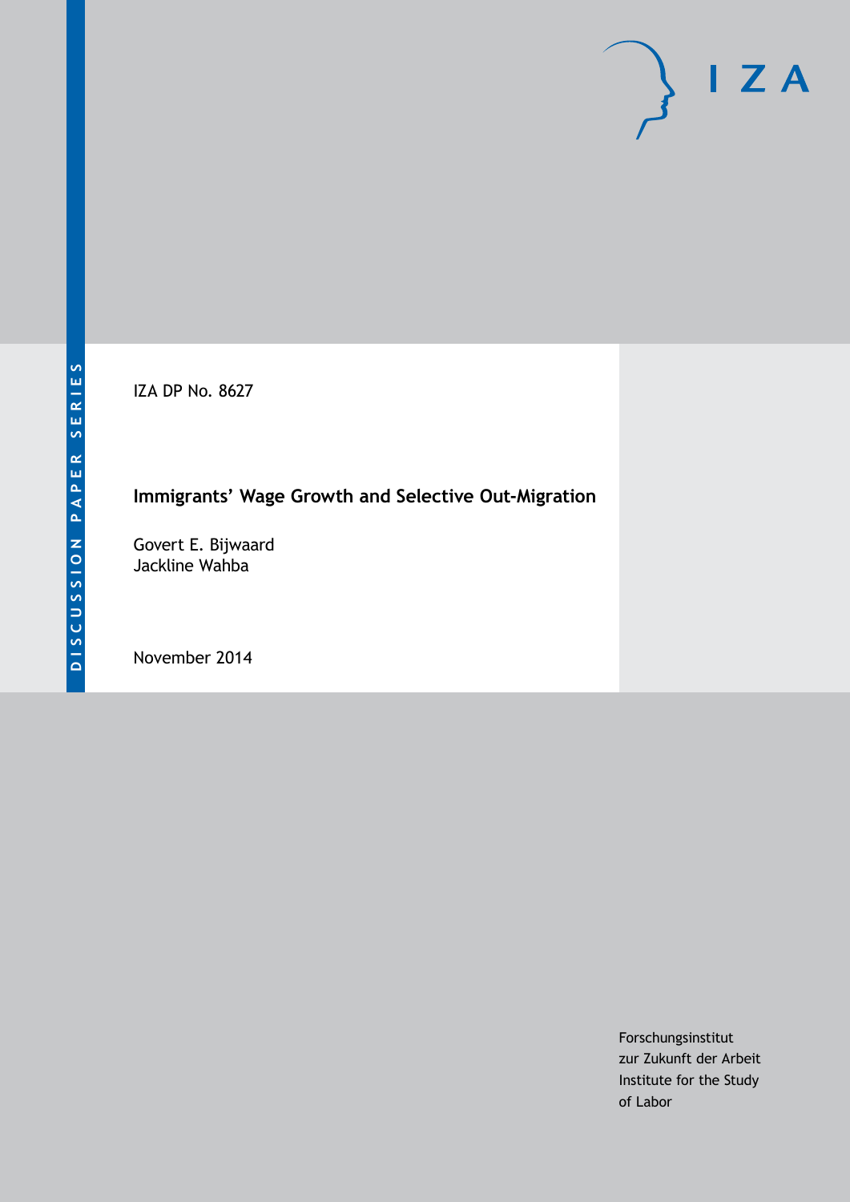DISCUSSION PAPER SERIES

IZA

IZA DP No. 8627

# Immigrants' Wage Growth and Selective Out-Migration

Govert E. Bijwaard
Jackline Wahba

November 2014

Forschungsinstitut
zur Zukunft der Arbeit
Institute for the Study
of Labor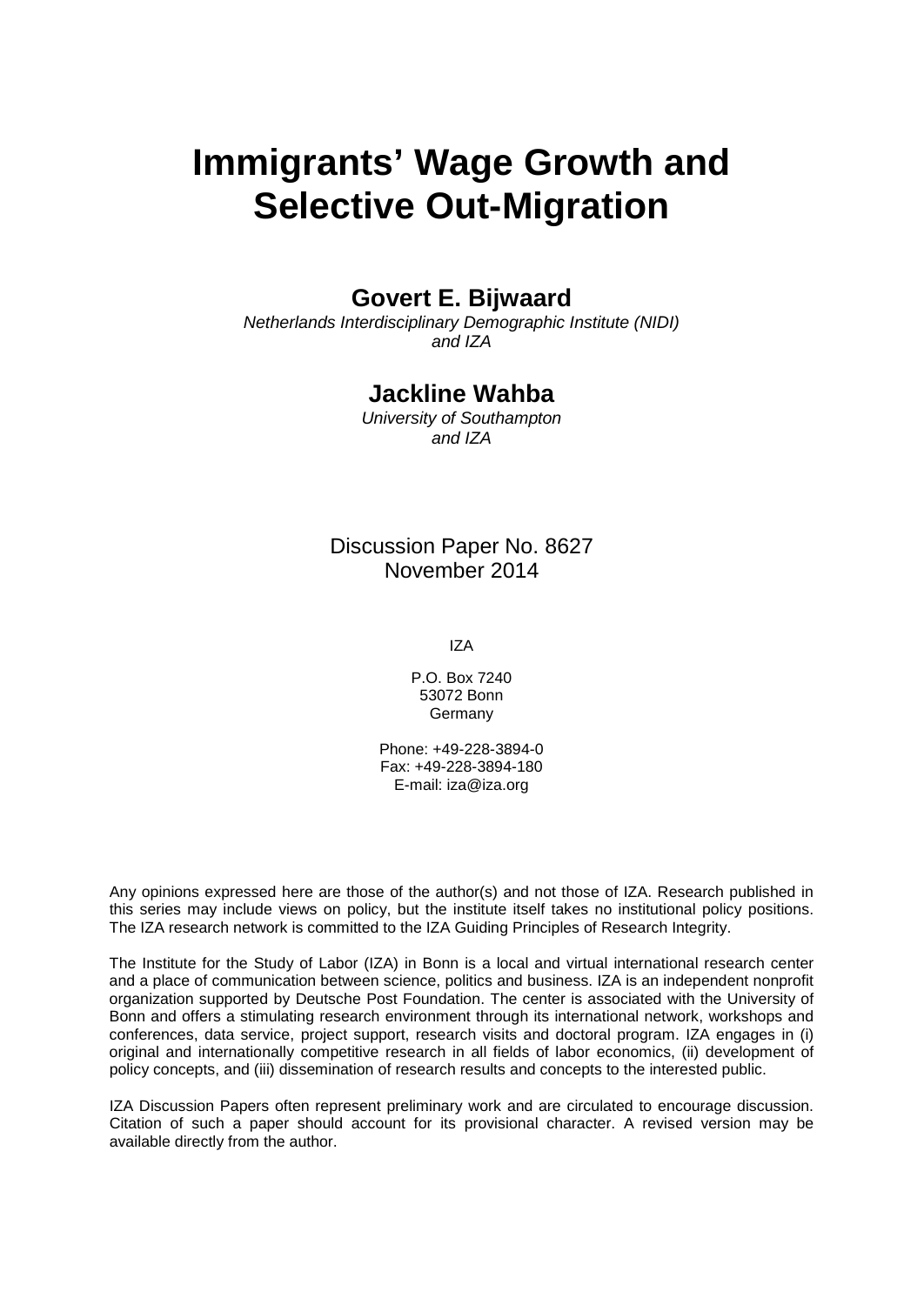# Immigrants' Wage Growth and Selective Out-Migration

**Govert E. Bijwaard**

*Netherlands Interdisciplinary Demographic Institute (NIDI) and IZA*

**Jackline Wahba**

*University of Southampton and IZA*

Discussion Paper No. 8627
November 2014

IZA

P.O. Box 7240
53072 Bonn
Germany

Phone: +49-228-3894-0
Fax: +49-228-3894-180
E-mail: iza@iza.org

Any opinions expressed here are those of the author(s) and not those of IZA. Research published in this series may include views on policy, but the institute itself takes no institutional policy positions. The IZA research network is committed to the IZA Guiding Principles of Research Integrity.

The Institute for the Study of Labor (IZA) in Bonn is a local and virtual international research center and a place of communication between science, politics and business. IZA is an independent nonprofit organization supported by Deutsche Post Foundation. The center is associated with the University of Bonn and offers a stimulating research environment through its international network, workshops and conferences, data service, project support, research visits and doctoral program. IZA engages in (i) original and internationally competitive research in all fields of labor economics, (ii) development of policy concepts, and (iii) dissemination of research results and concepts to the interested public.

IZA Discussion Papers often represent preliminary work and are circulated to encourage discussion. Citation of such a paper should account for its provisional character. A revised version may be available directly from the author.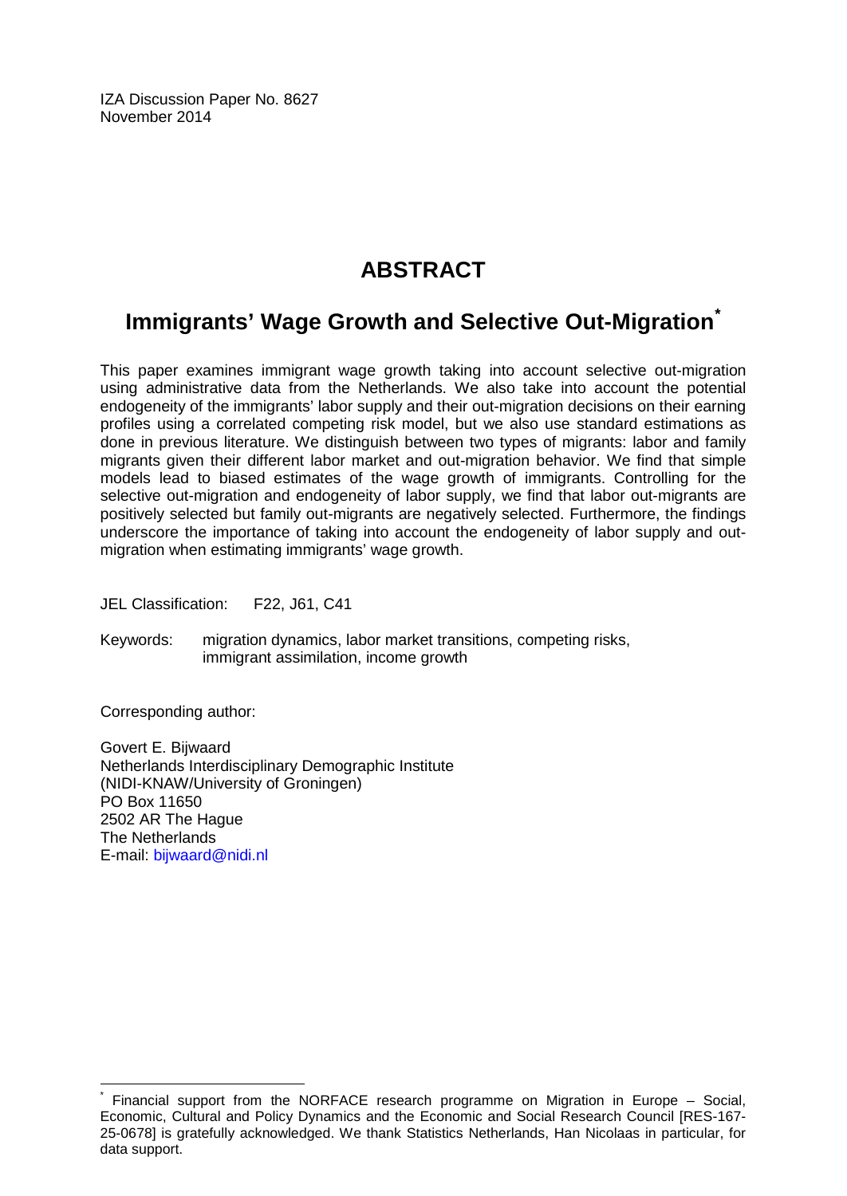IZA Discussion Paper No. 8627
November 2014

# ABSTRACT

## Immigrants' Wage Growth and Selective Out-Migration*

This paper examines immigrant wage growth taking into account selective out-migration using administrative data from the Netherlands. We also take into account the potential endogeneity of the immigrants' labor supply and their out-migration decisions on their earning profiles using a correlated competing risk model, but we also use standard estimations as done in previous literature. We distinguish between two types of migrants: labor and family migrants given their different labor market and out-migration behavior. We find that simple models lead to biased estimates of the wage growth of immigrants. Controlling for the selective out-migration and endogeneity of labor supply, we find that labor out-migrants are positively selected but family out-migrants are negatively selected. Furthermore, the findings underscore the importance of taking into account the endogeneity of labor supply and out-migration when estimating immigrants' wage growth.

JEL Classification: F22, J61, C41

Keywords: migration dynamics, labor market transitions, competing risks, immigrant assimilation, income growth

Corresponding author:

Govert E. Bijwaard
Netherlands Interdisciplinary Demographic Institute
(NIDI-KNAW/University of Groningen)
PO Box 11650
2502 AR The Hague
The Netherlands
E-mail: bijwaard@nidi.nl

---

* Financial support from the NORFACE research programme on Migration in Europe – Social, Economic, Cultural and Policy Dynamics and the Economic and Social Research Council [RES-167-25-0678] is gratefully acknowledged. We thank Statistics Netherlands, Han Nicolaas in particular, for data support.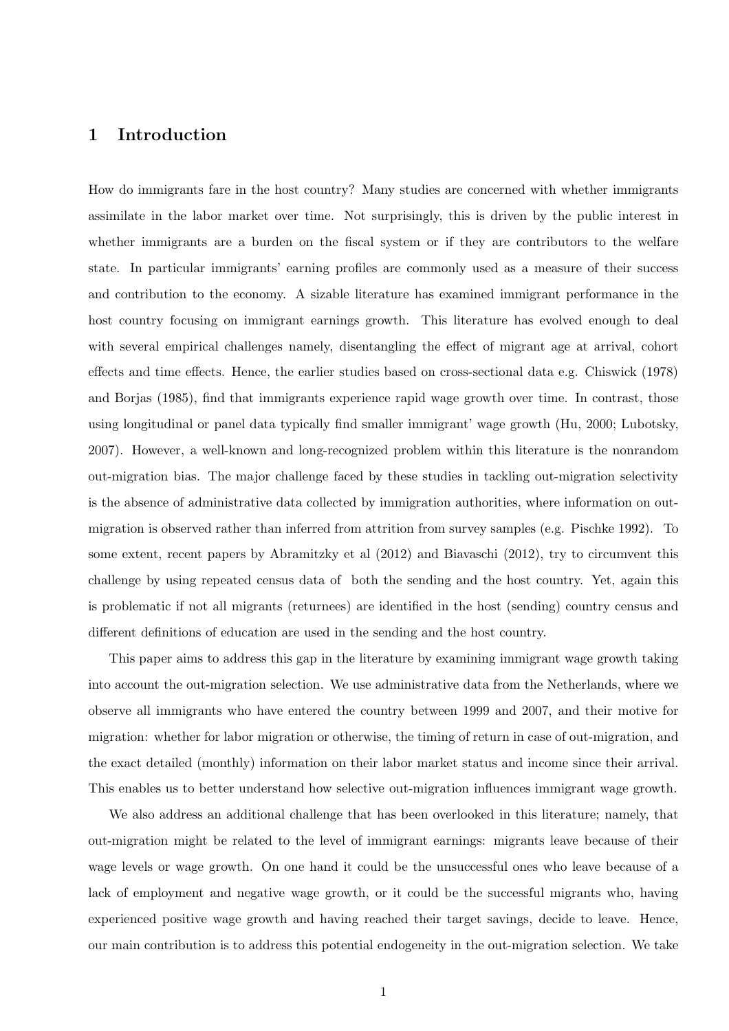# 1 Introduction

How do immigrants fare in the host country? Many studies are concerned with whether immigrants assimilate in the labor market over time. Not surprisingly, this is driven by the public interest in whether immigrants are a burden on the fiscal system or if they are contributors to the welfare state. In particular immigrants' earning profiles are commonly used as a measure of their success and contribution to the economy. A sizable literature has examined immigrant performance in the host country focusing on immigrant earnings growth. This literature has evolved enough to deal with several empirical challenges namely, disentangling the effect of migrant age at arrival, cohort effects and time effects. Hence, the earlier studies based on cross-sectional data e.g. Chiswick (1978) and Borjas (1985), find that immigrants experience rapid wage growth over time. In contrast, those using longitudinal or panel data typically find smaller immigrant' wage growth (Hu, 2000; Lubotsky, 2007). However, a well-known and long-recognized problem within this literature is the nonrandom out-migration bias. The major challenge faced by these studies in tackling out-migration selectivity is the absence of administrative data collected by immigration authorities, where information on out-migration is observed rather than inferred from attrition from survey samples (e.g. Pischke 1992). To some extent, recent papers by Abramitzky et al (2012) and Biavaschi (2012), try to circumvent this challenge by using repeated census data of both the sending and the host country. Yet, again this is problematic if not all migrants (returnees) are identified in the host (sending) country census and different definitions of education are used in the sending and the host country.

This paper aims to address this gap in the literature by examining immigrant wage growth taking into account the out-migration selection. We use administrative data from the Netherlands, where we observe all immigrants who have entered the country between 1999 and 2007, and their motive for migration: whether for labor migration or otherwise, the timing of return in case of out-migration, and the exact detailed (monthly) information on their labor market status and income since their arrival. This enables us to better understand how selective out-migration influences immigrant wage growth.

We also address an additional challenge that has been overlooked in this literature; namely, that out-migration might be related to the level of immigrant earnings: migrants leave because of their wage levels or wage growth. On one hand it could be the unsuccessful ones who leave because of a lack of employment and negative wage growth, or it could be the successful migrants who, having experienced positive wage growth and having reached their target savings, decide to leave. Hence, our main contribution is to address this potential endogeneity in the out-migration selection. We take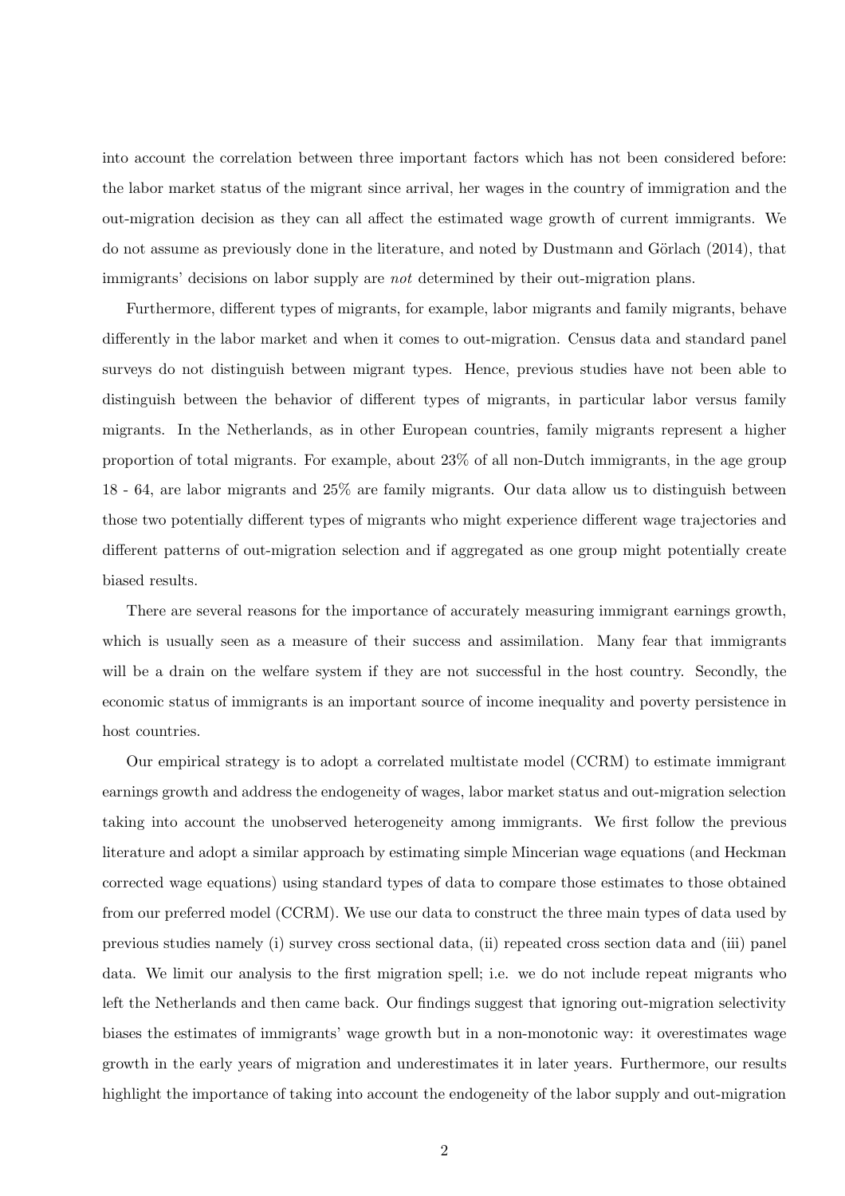into account the correlation between three important factors which has not been considered before: the labor market status of the migrant since arrival, her wages in the country of immigration and the out-migration decision as they can all affect the estimated wage growth of current immigrants. We do not assume as previously done in the literature, and noted by Dustmann and Görlach (2014), that immigrants' decisions on labor supply are *not* determined by their out-migration plans.

Furthermore, different types of migrants, for example, labor migrants and family migrants, behave differently in the labor market and when it comes to out-migration. Census data and standard panel surveys do not distinguish between migrant types. Hence, previous studies have not been able to distinguish between the behavior of different types of migrants, in particular labor versus family migrants. In the Netherlands, as in other European countries, family migrants represent a higher proportion of total migrants. For example, about 23% of all non-Dutch immigrants, in the age group 18 - 64, are labor migrants and 25% are family migrants. Our data allow us to distinguish between those two potentially different types of migrants who might experience different wage trajectories and different patterns of out-migration selection and if aggregated as one group might potentially create biased results.

There are several reasons for the importance of accurately measuring immigrant earnings growth, which is usually seen as a measure of their success and assimilation. Many fear that immigrants will be a drain on the welfare system if they are not successful in the host country. Secondly, the economic status of immigrants is an important source of income inequality and poverty persistence in host countries.

Our empirical strategy is to adopt a correlated multistate model (CCRM) to estimate immigrant earnings growth and address the endogeneity of wages, labor market status and out-migration selection taking into account the unobserved heterogeneity among immigrants. We first follow the previous literature and adopt a similar approach by estimating simple Mincerian wage equations (and Heckman corrected wage equations) using standard types of data to compare those estimates to those obtained from our preferred model (CCRM). We use our data to construct the three main types of data used by previous studies namely (i) survey cross sectional data, (ii) repeated cross section data and (iii) panel data. We limit our analysis to the first migration spell; i.e. we do not include repeat migrants who left the Netherlands and then came back. Our findings suggest that ignoring out-migration selectivity biases the estimates of immigrants' wage growth but in a non-monotonic way: it overestimates wage growth in the early years of migration and underestimates it in later years. Furthermore, our results highlight the importance of taking into account the endogeneity of the labor supply and out-migration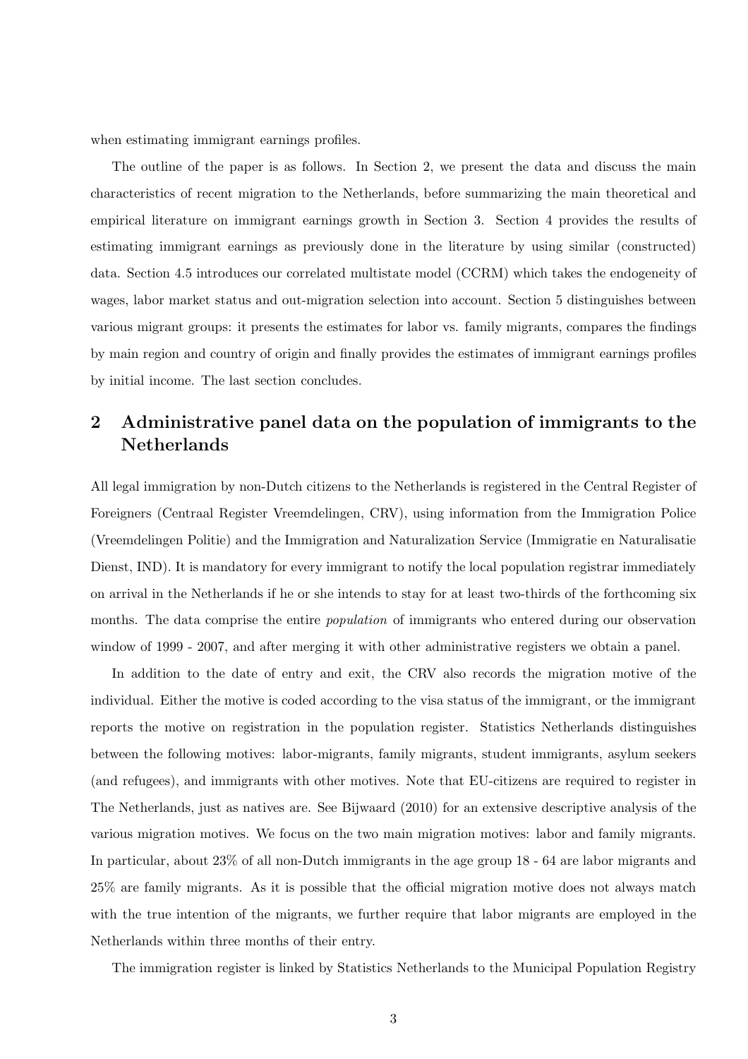when estimating immigrant earnings profiles.

The outline of the paper is as follows. In Section 2, we present the data and discuss the main characteristics of recent migration to the Netherlands, before summarizing the main theoretical and empirical literature on immigrant earnings growth in Section 3. Section 4 provides the results of estimating immigrant earnings as previously done in the literature by using similar (constructed) data. Section 4.5 introduces our correlated multistate model (CCRM) which takes the endogeneity of wages, labor market status and out-migration selection into account. Section 5 distinguishes between various migrant groups: it presents the estimates for labor vs. family migrants, compares the findings by main region and country of origin and finally provides the estimates of immigrant earnings profiles by initial income. The last section concludes.

## 2 Administrative panel data on the population of immigrants to the Netherlands

All legal immigration by non-Dutch citizens to the Netherlands is registered in the Central Register of Foreigners (Centraal Register Vreemdelingen, CRV), using information from the Immigration Police (Vreemdelingen Politie) and the Immigration and Naturalization Service (Immigratie en Naturalisatie Dienst, IND). It is mandatory for every immigrant to notify the local population registrar immediately on arrival in the Netherlands if he or she intends to stay for at least two-thirds of the forthcoming six months. The data comprise the entire *population* of immigrants who entered during our observation window of 1999 - 2007, and after merging it with other administrative registers we obtain a panel.

In addition to the date of entry and exit, the CRV also records the migration motive of the individual. Either the motive is coded according to the visa status of the immigrant, or the immigrant reports the motive on registration in the population register. Statistics Netherlands distinguishes between the following motives: labor-migrants, family migrants, student immigrants, asylum seekers (and refugees), and immigrants with other motives. Note that EU-citizens are required to register in The Netherlands, just as natives are. See Bijwaard (2010) for an extensive descriptive analysis of the various migration motives. We focus on the two main migration motives: labor and family migrants. In particular, about 23% of all non-Dutch immigrants in the age group 18 - 64 are labor migrants and 25% are family migrants. As it is possible that the official migration motive does not always match with the true intention of the migrants, we further require that labor migrants are employed in the Netherlands within three months of their entry.

The immigration register is linked by Statistics Netherlands to the Municipal Population Registry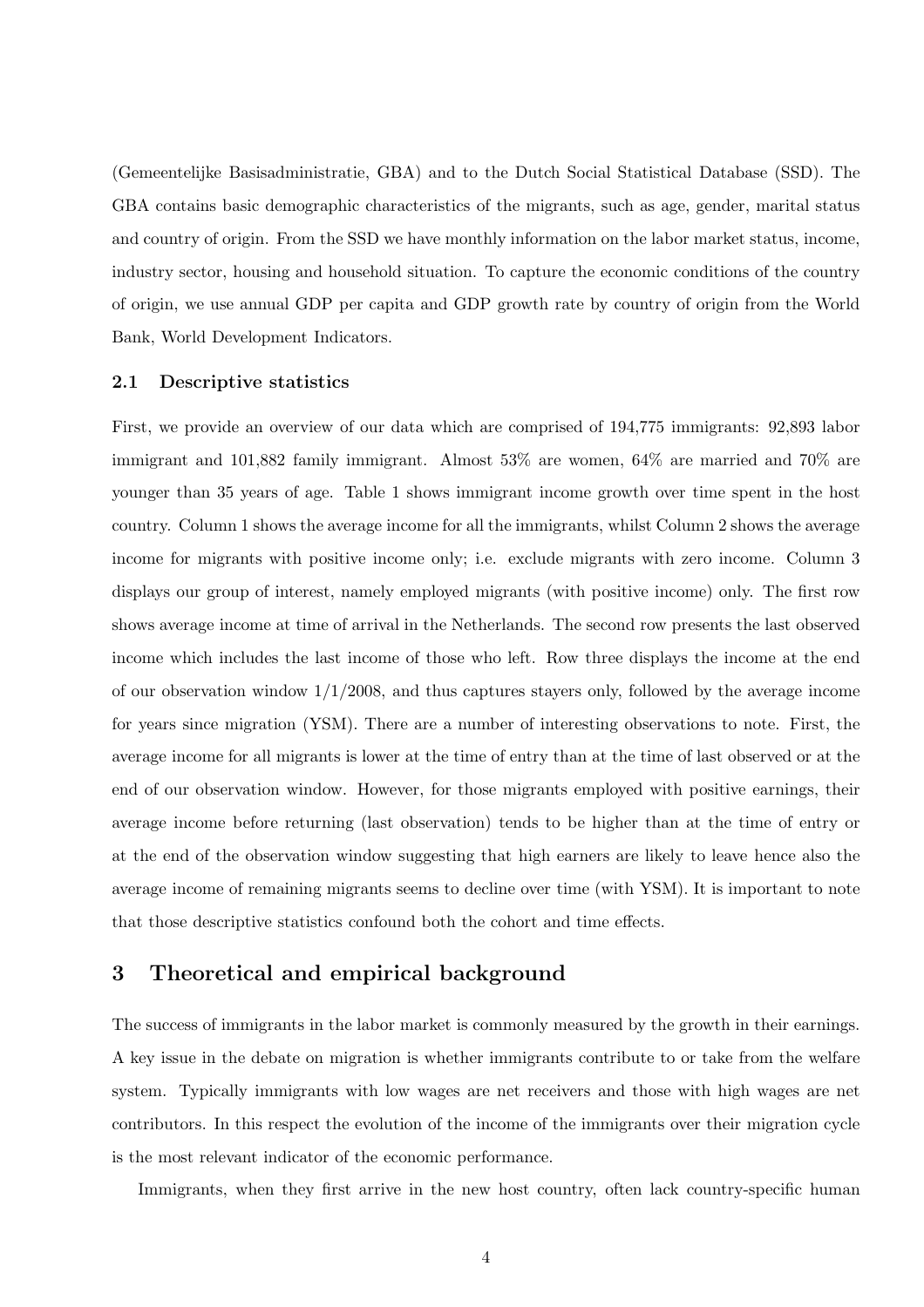(Gemeentelijke Basisadministratie, GBA) and to the Dutch Social Statistical Database (SSD). The GBA contains basic demographic characteristics of the migrants, such as age, gender, marital status and country of origin. From the SSD we have monthly information on the labor market status, income, industry sector, housing and household situation. To capture the economic conditions of the country of origin, we use annual GDP per capita and GDP growth rate by country of origin from the World Bank, World Development Indicators.

### 2.1 Descriptive statistics

First, we provide an overview of our data which are comprised of 194,775 immigrants: 92,893 labor immigrant and 101,882 family immigrant. Almost 53% are women, 64% are married and 70% are younger than 35 years of age. Table 1 shows immigrant income growth over time spent in the host country. Column 1 shows the average income for all the immigrants, whilst Column 2 shows the average income for migrants with positive income only; i.e. exclude migrants with zero income. Column 3 displays our group of interest, namely employed migrants (with positive income) only. The first row shows average income at time of arrival in the Netherlands. The second row presents the last observed income which includes the last income of those who left. Row three displays the income at the end of our observation window 1/1/2008, and thus captures stayers only, followed by the average income for years since migration (YSM). There are a number of interesting observations to note. First, the average income for all migrants is lower at the time of entry than at the time of last observed or at the end of our observation window. However, for those migrants employed with positive earnings, their average income before returning (last observation) tends to be higher than at the time of entry or at the end of the observation window suggesting that high earners are likely to leave hence also the average income of remaining migrants seems to decline over time (with YSM). It is important to note that those descriptive statistics confound both the cohort and time effects.

## 3 Theoretical and empirical background

The success of immigrants in the labor market is commonly measured by the growth in their earnings. A key issue in the debate on migration is whether immigrants contribute to or take from the welfare system. Typically immigrants with low wages are net receivers and those with high wages are net contributors. In this respect the evolution of the income of the immigrants over their migration cycle is the most relevant indicator of the economic performance.

Immigrants, when they first arrive in the new host country, often lack country-specific human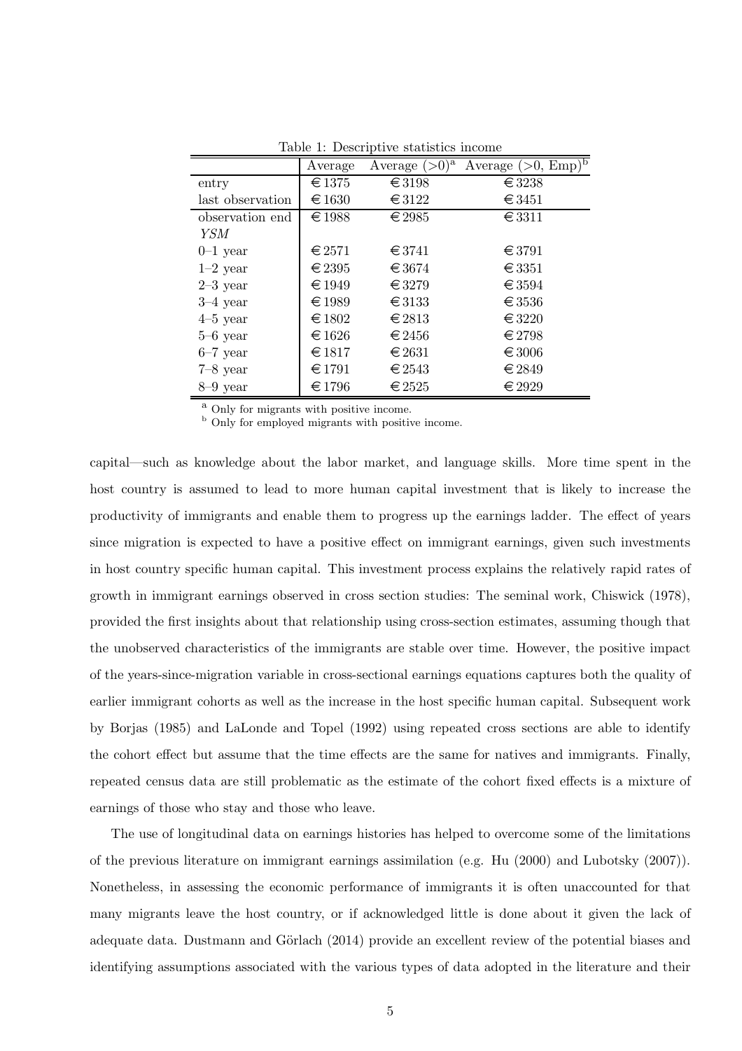Table 1: Descriptive statistics income

| | Average | Average (>0)[a] | Average (>0, Emp)[b] |
|---|---|---|---|
| entry | €1375 | €3198 | €3238 |
| last observation | €1630 | €3122 | €3451 |
| observation end | €1988 | €2985 | €3311 |
| *YSM* | | | |
| 0–1 year | €2571 | €3741 | €3791 |
| 1–2 year | €2395 | €3674 | €3351 |
| 2–3 year | €1949 | €3279 | €3594 |
| 3–4 year | €1989 | €3133 | €3536 |
| 4–5 year | €1802 | €2813 | €3220 |
| 5–6 year | €1626 | €2456 | €2798 |
| 6–7 year | €1817 | €2631 | €3006 |
| 7–8 year | €1791 | €2543 | €2849 |
| 8–9 year | €1796 | €2525 | €2929 |

[a] Only for migrants with positive income.
[b] Only for employed migrants with positive income.

capital—such as knowledge about the labor market, and language skills. More time spent in the host country is assumed to lead to more human capital investment that is likely to increase the productivity of immigrants and enable them to progress up the earnings ladder. The effect of years since migration is expected to have a positive effect on immigrant earnings, given such investments in host country specific human capital. This investment process explains the relatively rapid rates of growth in immigrant earnings observed in cross section studies: The seminal work, Chiswick (1978), provided the first insights about that relationship using cross-section estimates, assuming though that the unobserved characteristics of the immigrants are stable over time. However, the positive impact of the years-since-migration variable in cross-sectional earnings equations captures both the quality of earlier immigrant cohorts as well as the increase in the host specific human capital. Subsequent work by Borjas (1985) and LaLonde and Topel (1992) using repeated cross sections are able to identify the cohort effect but assume that the time effects are the same for natives and immigrants. Finally, repeated census data are still problematic as the estimate of the cohort fixed effects is a mixture of earnings of those who stay and those who leave.

The use of longitudinal data on earnings histories has helped to overcome some of the limitations of the previous literature on immigrant earnings assimilation (e.g. Hu (2000) and Lubotsky (2007)). Nonetheless, in assessing the economic performance of immigrants it is often unaccounted for that many migrants leave the host country, or if acknowledged little is done about it given the lack of adequate data. Dustmann and Görlach (2014) provide an excellent review of the potential biases and identifying assumptions associated with the various types of data adopted in the literature and their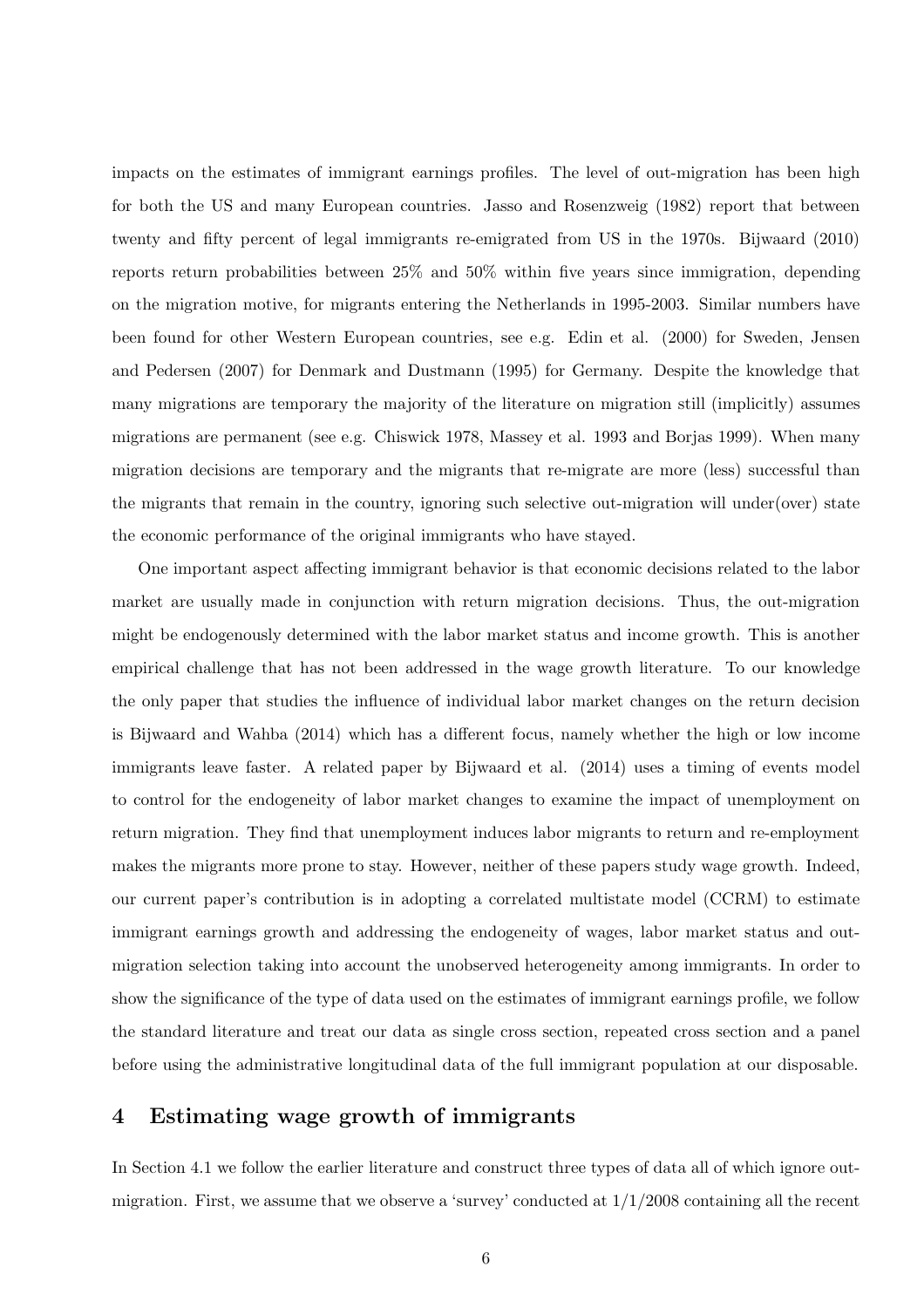impacts on the estimates of immigrant earnings profiles. The level of out-migration has been high for both the US and many European countries. Jasso and Rosenzweig (1982) report that between twenty and fifty percent of legal immigrants re-emigrated from US in the 1970s. Bijwaard (2010) reports return probabilities between 25% and 50% within five years since immigration, depending on the migration motive, for migrants entering the Netherlands in 1995-2003. Similar numbers have been found for other Western European countries, see e.g. Edin et al. (2000) for Sweden, Jensen and Pedersen (2007) for Denmark and Dustmann (1995) for Germany. Despite the knowledge that many migrations are temporary the majority of the literature on migration still (implicitly) assumes migrations are permanent (see e.g. Chiswick 1978, Massey et al. 1993 and Borjas 1999). When many migration decisions are temporary and the migrants that re-migrate are more (less) successful than the migrants that remain in the country, ignoring such selective out-migration will under(over) state the economic performance of the original immigrants who have stayed.

One important aspect affecting immigrant behavior is that economic decisions related to the labor market are usually made in conjunction with return migration decisions. Thus, the out-migration might be endogenously determined with the labor market status and income growth. This is another empirical challenge that has not been addressed in the wage growth literature. To our knowledge the only paper that studies the influence of individual labor market changes on the return decision is Bijwaard and Wahba (2014) which has a different focus, namely whether the high or low income immigrants leave faster. A related paper by Bijwaard et al. (2014) uses a timing of events model to control for the endogeneity of labor market changes to examine the impact of unemployment on return migration. They find that unemployment induces labor migrants to return and re-employment makes the migrants more prone to stay. However, neither of these papers study wage growth. Indeed, our current paper's contribution is in adopting a correlated multistate model (CCRM) to estimate immigrant earnings growth and addressing the endogeneity of wages, labor market status and out-migration selection taking into account the unobserved heterogeneity among immigrants. In order to show the significance of the type of data used on the estimates of immigrant earnings profile, we follow the standard literature and treat our data as single cross section, repeated cross section and a panel before using the administrative longitudinal data of the full immigrant population at our disposable.

## 4 Estimating wage growth of immigrants

In Section 4.1 we follow the earlier literature and construct three types of data all of which ignore out-migration. First, we assume that we observe a 'survey' conducted at 1/1/2008 containing all the recent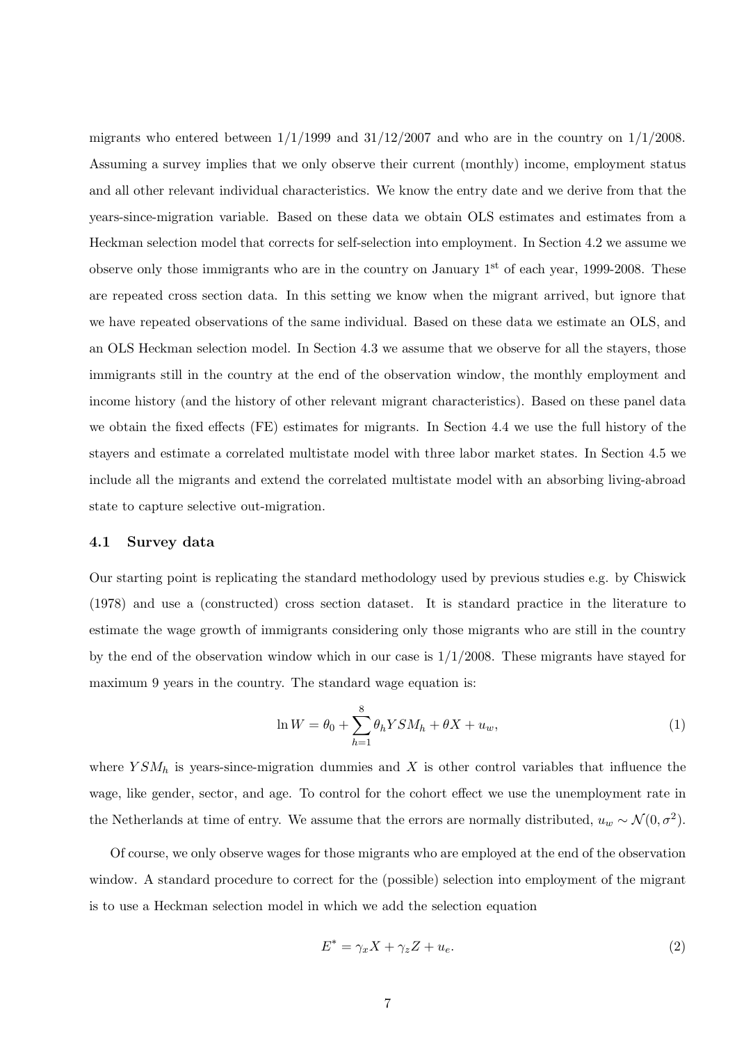migrants who entered between 1/1/1999 and 31/12/2007 and who are in the country on 1/1/2008. Assuming a survey implies that we only observe their current (monthly) income, employment status and all other relevant individual characteristics. We know the entry date and we derive from that the years-since-migration variable. Based on these data we obtain OLS estimates and estimates from a Heckman selection model that corrects for self-selection into employment. In Section 4.2 we assume we observe only those immigrants who are in the country on January 1$^{\text{st}}$ of each year, 1999-2008. These are repeated cross section data. In this setting we know when the migrant arrived, but ignore that we have repeated observations of the same individual. Based on these data we estimate an OLS, and an OLS Heckman selection model. In Section 4.3 we assume that we observe for all the stayers, those immigrants still in the country at the end of the observation window, the monthly employment and income history (and the history of other relevant migrant characteristics). Based on these panel data we obtain the fixed effects (FE) estimates for migrants. In Section 4.4 we use the full history of the stayers and estimate a correlated multistate model with three labor market states. In Section 4.5 we include all the migrants and extend the correlated multistate model with an absorbing living-abroad state to capture selective out-migration.

### 4.1 Survey data

Our starting point is replicating the standard methodology used by previous studies e.g. by Chiswick (1978) and use a (constructed) cross section dataset. It is standard practice in the literature to estimate the wage growth of immigrants considering only those migrants who are still in the country by the end of the observation window which in our case is 1/1/2008. These migrants have stayed for maximum 9 years in the country. The standard wage equation is:

$$\ln W = \theta_0 + \sum_{h=1}^{8} \theta_h YSM_h + \theta X + u_w, \tag{1}$$

where $YSM_h$ is years-since-migration dummies and $X$ is other control variables that influence the wage, like gender, sector, and age. To control for the cohort effect we use the unemployment rate in the Netherlands at time of entry. We assume that the errors are normally distributed, $u_w \sim \mathcal{N}(0, \sigma^2)$.

Of course, we only observe wages for those migrants who are employed at the end of the observation window. A standard procedure to correct for the (possible) selection into employment of the migrant is to use a Heckman selection model in which we add the selection equation

$$E^* = \gamma_x X + \gamma_z Z + u_e. \tag{2}$$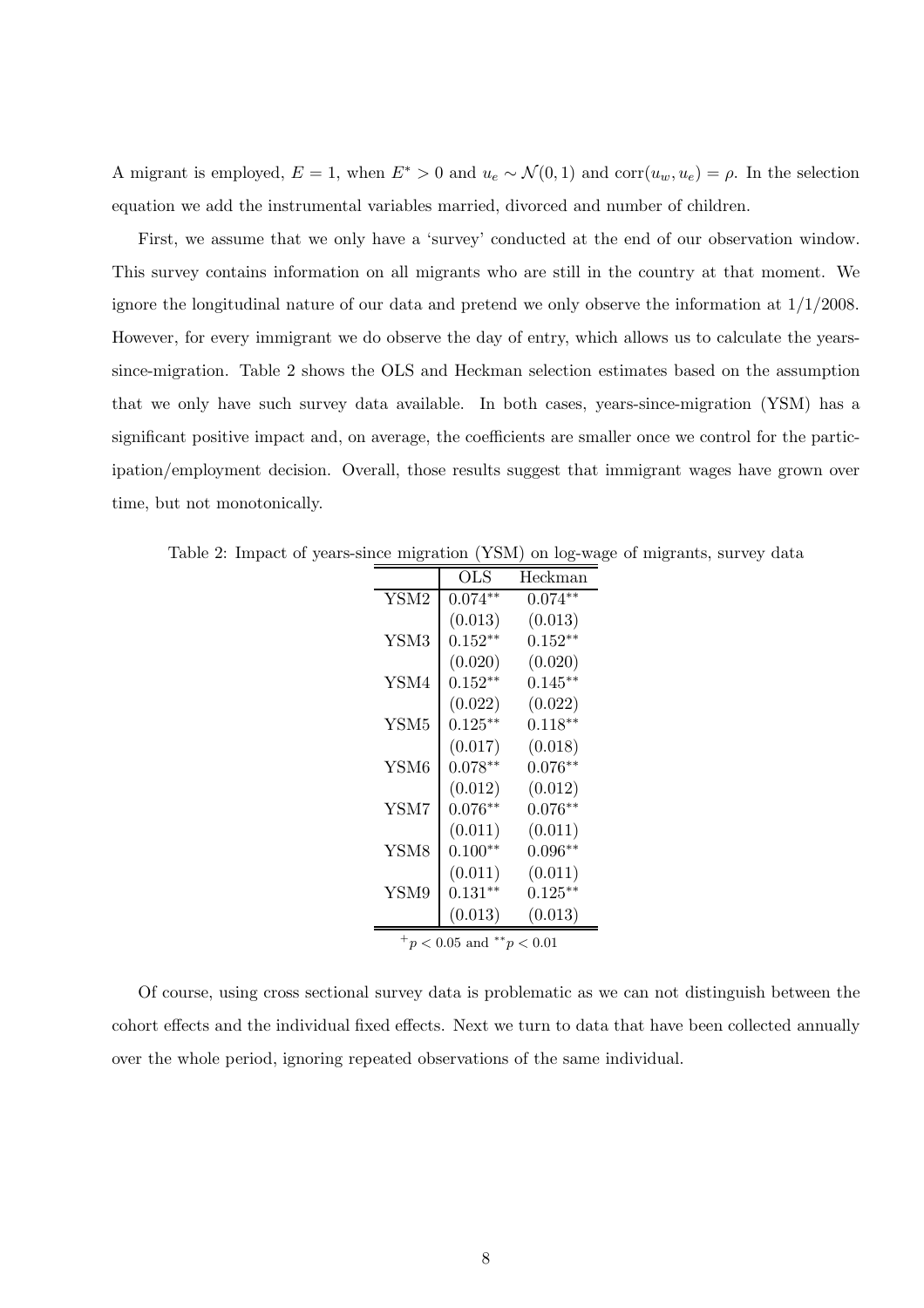A migrant is employed, $E = 1$, when $E^* > 0$ and $u_e \sim \mathcal{N}(0, 1)$ and $\text{corr}(u_w, u_e) = \rho$. In the selection equation we add the instrumental variables married, divorced and number of children.

First, we assume that we only have a 'survey' conducted at the end of our observation window. This survey contains information on all migrants who are still in the country at that moment. We ignore the longitudinal nature of our data and pretend we only observe the information at 1/1/2008. However, for every immigrant we do observe the day of entry, which allows us to calculate the years-since-migration. Table 2 shows the OLS and Heckman selection estimates based on the assumption that we only have such survey data available. In both cases, years-since-migration (YSM) has a significant positive impact and, on average, the coefficients are smaller once we control for the participation/employment decision. Overall, those results suggest that immigrant wages have grown over time, but not monotonically.

Table 2: Impact of years-since migration (YSM) on log-wage of migrants, survey data

| | OLS | Heckman |
|---|---|---|
| YSM2 | $0.074^{**}$ | $0.074^{**}$ |
| | (0.013) | (0.013) |
| YSM3 | $0.152^{**}$ | $0.152^{**}$ |
| | (0.020) | (0.020) |
| YSM4 | $0.152^{**}$ | $0.145^{**}$ |
| | (0.022) | (0.022) |
| YSM5 | $0.125^{**}$ | $0.118^{**}$ |
| | (0.017) | (0.018) |
| YSM6 | $0.078^{**}$ | $0.076^{**}$ |
| | (0.012) | (0.012) |
| YSM7 | $0.076^{**}$ | $0.076^{**}$ |
| | (0.011) | (0.011) |
| YSM8 | $0.100^{**}$ | $0.096^{**}$ |
| | (0.011) | (0.011) |
| YSM9 | $0.131^{**}$ | $0.125^{**}$ |
| | (0.013) | (0.013) |

$^{+}p < 0.05$ and $^{**}p < 0.01$

Of course, using cross sectional survey data is problematic as we can not distinguish between the cohort effects and the individual fixed effects. Next we turn to data that have been collected annually over the whole period, ignoring repeated observations of the same individual.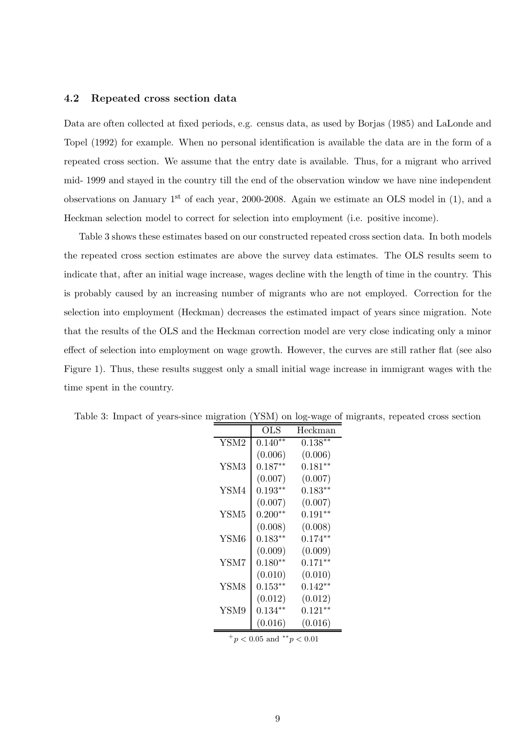### 4.2 Repeated cross section data

Data are often collected at fixed periods, e.g. census data, as used by Borjas (1985) and LaLonde and Topel (1992) for example. When no personal identification is available the data are in the form of a repeated cross section. We assume that the entry date is available. Thus, for a migrant who arrived mid- 1999 and stayed in the country till the end of the observation window we have nine independent observations on January 1st of each year, 2000-2008. Again we estimate an OLS model in (1), and a Heckman selection model to correct for selection into employment (i.e. positive income).

Table 3 shows these estimates based on our constructed repeated cross section data. In both models the repeated cross section estimates are above the survey data estimates. The OLS results seem to indicate that, after an initial wage increase, wages decline with the length of time in the country. This is probably caused by an increasing number of migrants who are not employed. Correction for the selection into employment (Heckman) decreases the estimated impact of years since migration. Note that the results of the OLS and the Heckman correction model are very close indicating only a minor effect of selection into employment on wage growth. However, the curves are still rather flat (see also Figure 1). Thus, these results suggest only a small initial wage increase in immigrant wages with the time spent in the country.

Table 3: Impact of years-since migration (YSM) on log-wage of migrants, repeated cross section

| | OLS | Heckman |
|---|---|---|
| YSM2 | $0.140^{**}$ | $0.138^{**}$ |
| | (0.006) | (0.006) |
| YSM3 | $0.187^{**}$ | $0.181^{**}$ |
| | (0.007) | (0.007) |
| YSM4 | $0.193^{**}$ | $0.183^{**}$ |
| | (0.007) | (0.007) |
| YSM5 | $0.200^{**}$ | $0.191^{**}$ |
| | (0.008) | (0.008) |
| YSM6 | $0.183^{**}$ | $0.174^{**}$ |
| | (0.009) | (0.009) |
| YSM7 | $0.180^{**}$ | $0.171^{**}$ |
| | (0.010) | (0.010) |
| YSM8 | $0.153^{**}$ | $0.142^{**}$ |
| | (0.012) | (0.012) |
| YSM9 | $0.134^{**}$ | $0.121^{**}$ |
| | (0.016) | (0.016) |

$^{+}p < 0.05$ and $^{**}p < 0.01$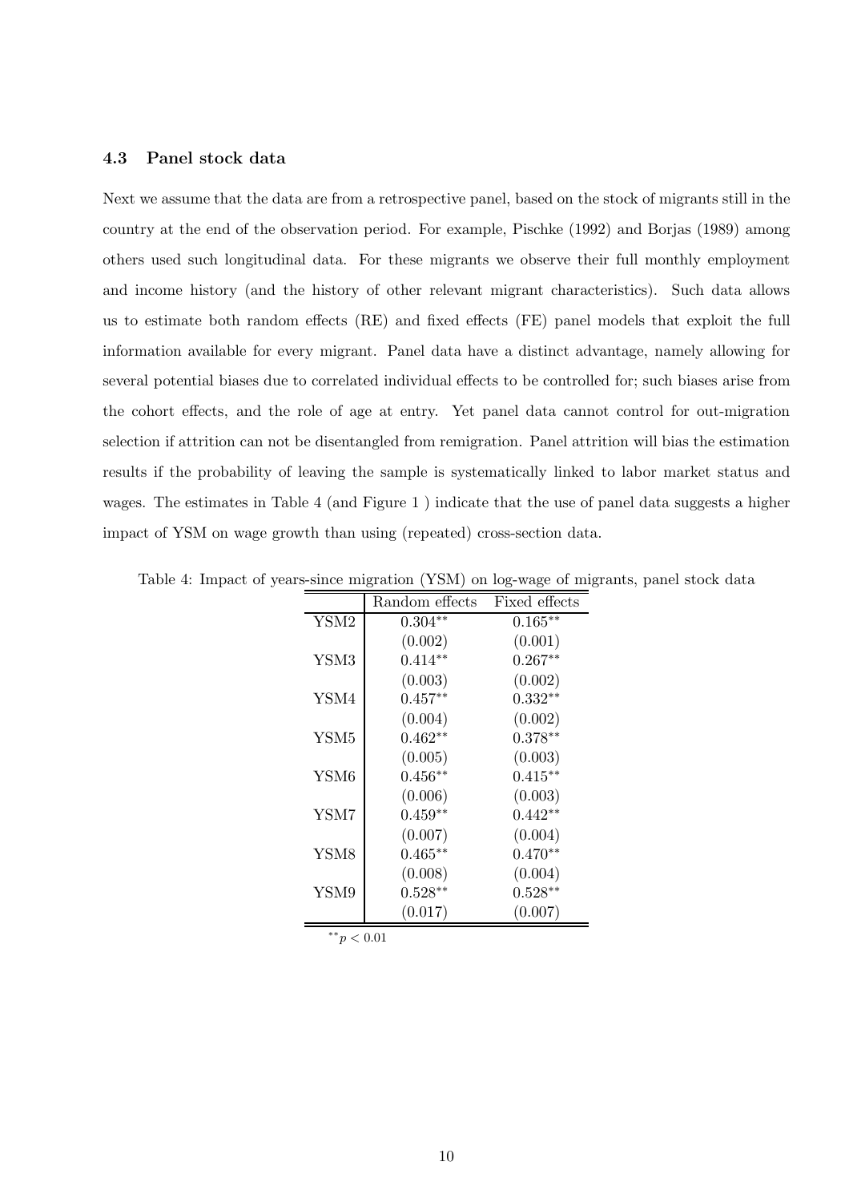### 4.3 Panel stock data

Next we assume that the data are from a retrospective panel, based on the stock of migrants still in the country at the end of the observation period. For example, Pischke (1992) and Borjas (1989) among others used such longitudinal data. For these migrants we observe their full monthly employment and income history (and the history of other relevant migrant characteristics). Such data allows us to estimate both random effects (RE) and fixed effects (FE) panel models that exploit the full information available for every migrant. Panel data have a distinct advantage, namely allowing for several potential biases due to correlated individual effects to be controlled for; such biases arise from the cohort effects, and the role of age at entry. Yet panel data cannot control for out-migration selection if attrition can not be disentangled from remigration. Panel attrition will bias the estimation results if the probability of leaving the sample is systematically linked to labor market status and wages. The estimates in Table 4 (and Figure 1 ) indicate that the use of panel data suggests a higher impact of YSM on wage growth than using (repeated) cross-section data.

Table 4: Impact of years-since migration (YSM) on log-wage of migrants, panel stock data

| | Random effects | Fixed effects |
|---|---|---|
| YSM2 | $0.304^{**}$ | $0.165^{**}$ |
| | (0.002) | (0.001) |
| YSM3 | $0.414^{**}$ | $0.267^{**}$ |
| | (0.003) | (0.002) |
| YSM4 | $0.457^{**}$ | $0.332^{**}$ |
| | (0.004) | (0.002) |
| YSM5 | $0.462^{**}$ | $0.378^{**}$ |
| | (0.005) | (0.003) |
| YSM6 | $0.456^{**}$ | $0.415^{**}$ |
| | (0.006) | (0.003) |
| YSM7 | $0.459^{**}$ | $0.442^{**}$ |
| | (0.007) | (0.004) |
| YSM8 | $0.465^{**}$ | $0.470^{**}$ |
| | (0.008) | (0.004) |
| YSM9 | $0.528^{**}$ | $0.528^{**}$ |
| | (0.017) | (0.007) |

$^{**}p < 0.01$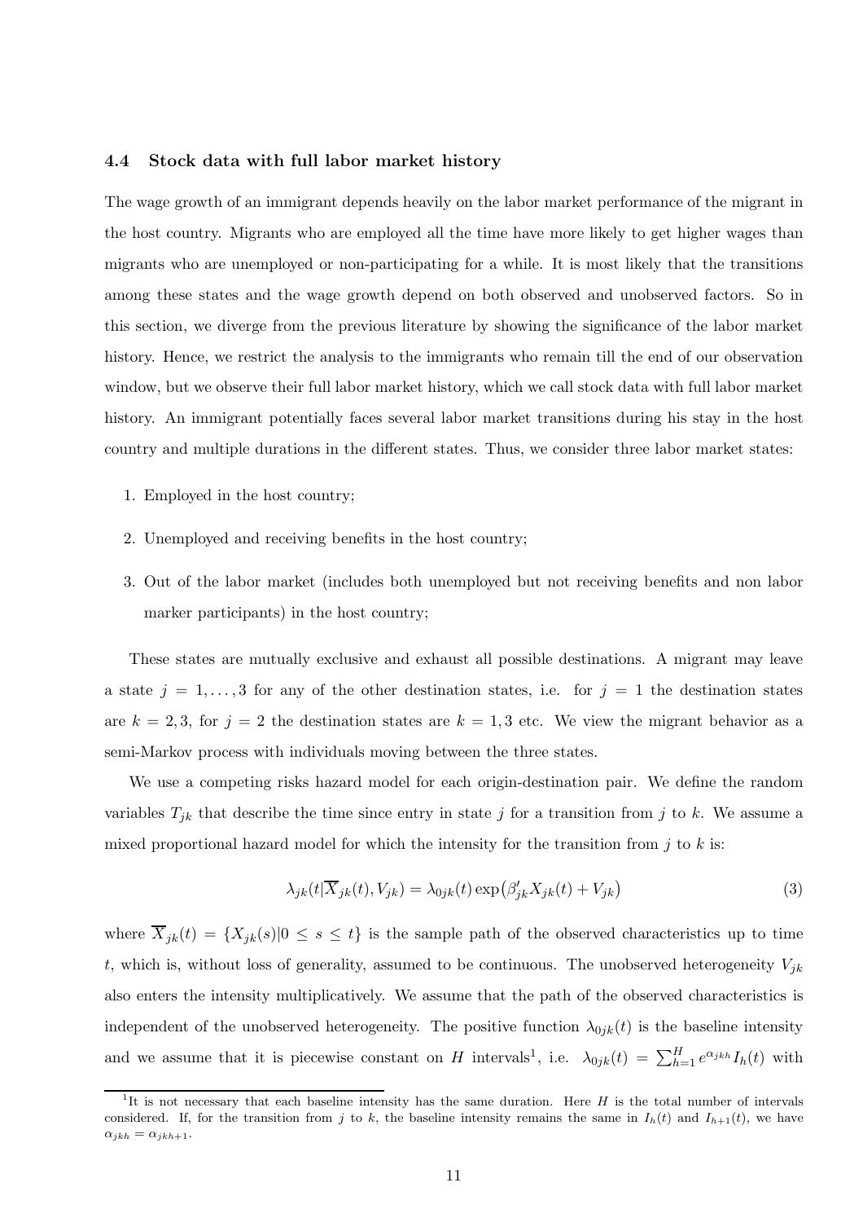### 4.4 Stock data with full labor market history

The wage growth of an immigrant depends heavily on the labor market performance of the migrant in the host country. Migrants who are employed all the time have more likely to get higher wages than migrants who are unemployed or non-participating for a while. It is most likely that the transitions among these states and the wage growth depend on both observed and unobserved factors. So in this section, we diverge from the previous literature by showing the significance of the labor market history. Hence, we restrict the analysis to the immigrants who remain till the end of our observation window, but we observe their full labor market history, which we call stock data with full labor market history. An immigrant potentially faces several labor market transitions during his stay in the host country and multiple durations in the different states. Thus, we consider three labor market states:

1. Employed in the host country;
2. Unemployed and receiving benefits in the host country;
3. Out of the labor market (includes both unemployed but not receiving benefits and non labor marker participants) in the host country;

These states are mutually exclusive and exhaust all possible destinations. A migrant may leave a state $j = 1, \ldots, 3$ for any of the other destination states, i.e. for $j = 1$ the destination states are $k = 2, 3$, for $j = 2$ the destination states are $k = 1, 3$ etc. We view the migrant behavior as a semi-Markov process with individuals moving between the three states.

We use a competing risks hazard model for each origin-destination pair. We define the random variables $T_{jk}$ that describe the time since entry in state $j$ for a transition from $j$ to $k$. We assume a mixed proportional hazard model for which the intensity for the transition from $j$ to $k$ is:

$$\lambda_{jk}(t|\overline{X}_{jk}(t), V_{jk}) = \lambda_{0jk}(t) \exp\big(\beta_{jk}' X_{jk}(t) + V_{jk}\big) \tag{3}$$

where $\overline{X}_{jk}(t) = \{X_{jk}(s)|0 \leq s \leq t\}$ is the sample path of the observed characteristics up to time $t$, which is, without loss of generality, assumed to be continuous. The unobserved heterogeneity $V_{jk}$ also enters the intensity multiplicatively. We assume that the path of the observed characteristics is independent of the unobserved heterogeneity. The positive function $\lambda_{0jk}(t)$ is the baseline intensity and we assume that it is piecewise constant on $H$ intervals[1], i.e. $\lambda_{0jk}(t) = \sum_{h=1}^{H} e^{\alpha_{jkh}} I_h(t)$ with

[1]It is not necessary that each baseline intensity has the same duration. Here $H$ is the total number of intervals considered. If, for the transition from $j$ to $k$, the baseline intensity remains the same in $I_h(t)$ and $I_{h+1}(t)$, we have $\alpha_{jkh} = \alpha_{jkh+1}$.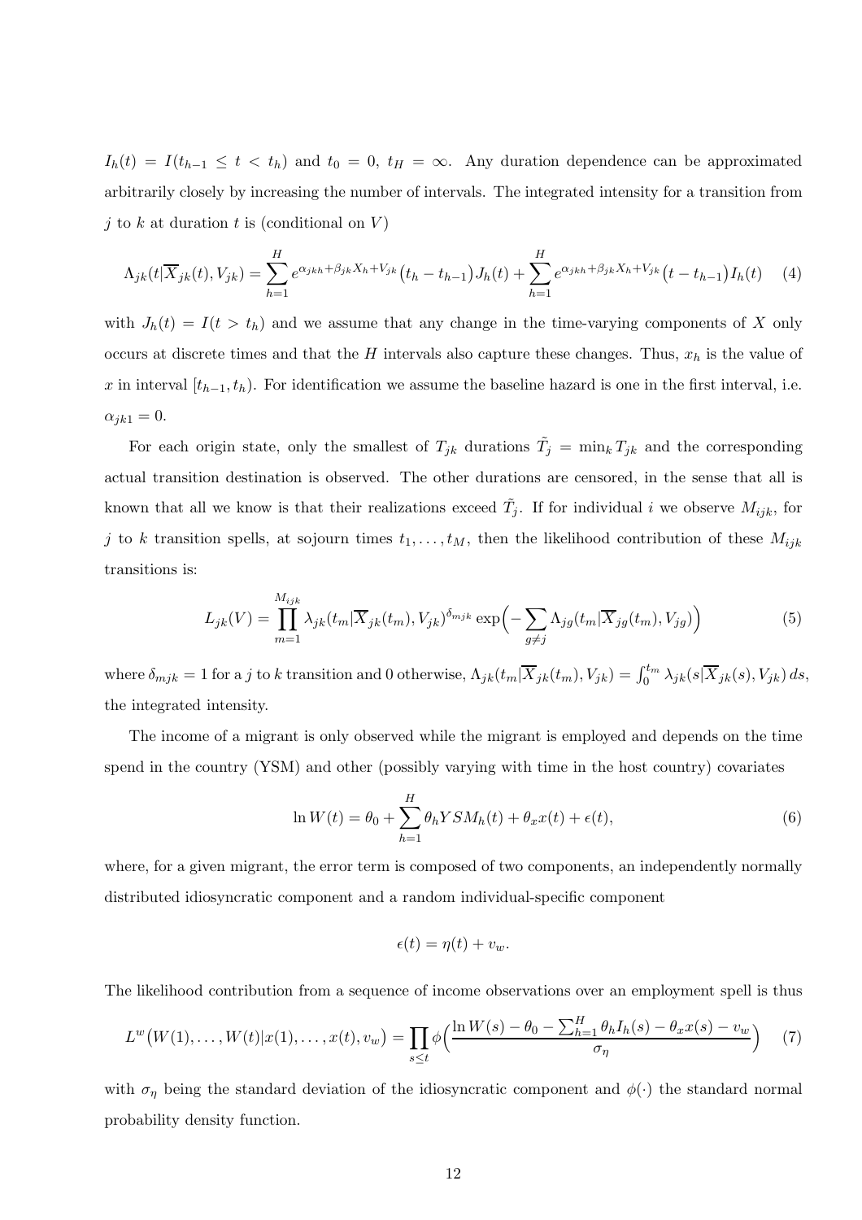$I_h(t) = I(t_{h-1} \leq t < t_h)$ and $t_0 = 0$, $t_H = \infty$. Any duration dependence can be approximated arbitrarily closely by increasing the number of intervals. The integrated intensity for a transition from $j$ to $k$ at duration $t$ is (conditional on $V$)

$$\Lambda_{jk}(t|\overline{X}_{jk}(t), V_{jk}) = \sum_{h=1}^{H} e^{\alpha_{jkh}+\beta_{jk}X_h+V_{jk}}\big(t_h - t_{h-1}\big)J_h(t) + \sum_{h=1}^{H} e^{\alpha_{jkh}+\beta_{jk}X_h+V_{jk}}\big(t - t_{h-1}\big)I_h(t) \quad (4)$$

with $J_h(t) = I(t > t_h)$ and we assume that any change in the time-varying components of $X$ only occurs at discrete times and that the $H$ intervals also capture these changes. Thus, $x_h$ is the value of $x$ in interval $[t_{h-1}, t_h)$. For identification we assume the baseline hazard is one in the first interval, i.e. $\alpha_{jk1} = 0$.

For each origin state, only the smallest of $T_{jk}$ durations $\tilde{T}_j = \min_k T_{jk}$ and the corresponding actual transition destination is observed. The other durations are censored, in the sense that all is known that all we know is that their realizations exceed $\tilde{T}_j$. If for individual $i$ we observe $M_{ijk}$, for $j$ to $k$ transition spells, at sojourn times $t_1, \ldots, t_M$, then the likelihood contribution of these $M_{ijk}$ transitions is:

$$L_{jk}(V) = \prod_{m=1}^{M_{ijk}} \lambda_{jk}(t_m|\overline{X}_{jk}(t_m), V_{jk})^{\delta_{mjk}} \exp\Big(-\sum_{g\neq j} \Lambda_{jg}(t_m|\overline{X}_{jg}(t_m), V_{jg})\Big) \quad (5)$$

where $\delta_{mjk} = 1$ for a $j$ to $k$ transition and 0 otherwise, $\Lambda_{jk}(t_m|\overline{X}_{jk}(t_m), V_{jk}) = \int_0^{t_m} \lambda_{jk}(s|\overline{X}_{jk}(s), V_{jk})\, ds$, the integrated intensity.

The income of a migrant is only observed while the migrant is employed and depends on the time spend in the country (YSM) and other (possibly varying with time in the host country) covariates

$$\ln W(t) = \theta_0 + \sum_{h=1}^{H} \theta_h YSM_h(t) + \theta_x x(t) + \epsilon(t), \quad (6)$$

where, for a given migrant, the error term is composed of two components, an independently normally distributed idiosyncratic component and a random individual-specific component

$$\epsilon(t) = \eta(t) + v_w.$$

The likelihood contribution from a sequence of income observations over an employment spell is thus

$$L^w\big(W(1), \ldots, W(t)|x(1), \ldots, x(t), v_w\big) = \prod_{s\leq t} \phi\Big(\frac{\ln W(s) - \theta_0 - \sum_{h=1}^{H} \theta_h I_h(s) - \theta_x x(s) - v_w}{\sigma_\eta}\Big) \quad (7)$$

with $\sigma_\eta$ being the standard deviation of the idiosyncratic component and $\phi(\cdot)$ the standard normal probability density function.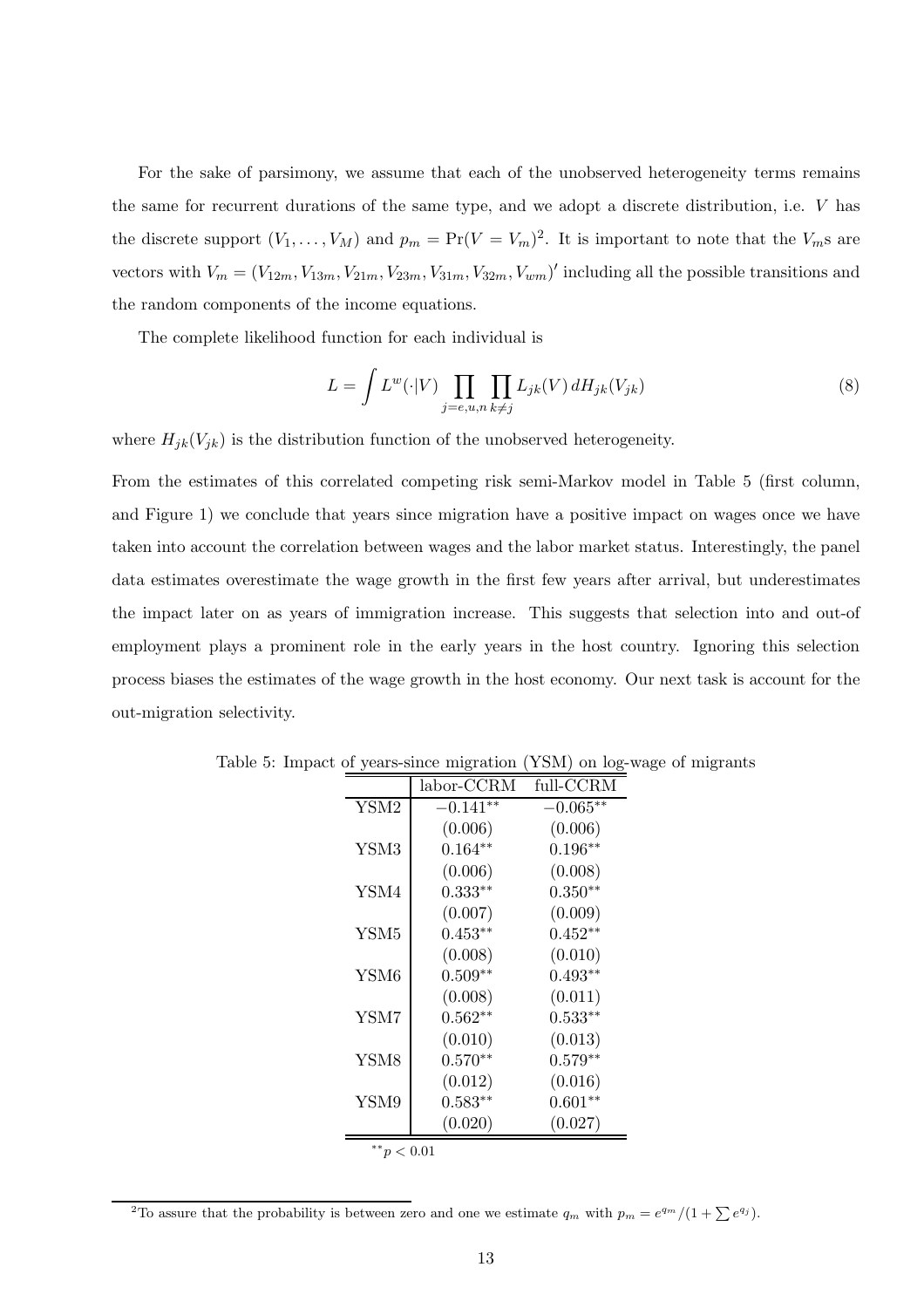For the sake of parsimony, we assume that each of the unobserved heterogeneity terms remains the same for recurrent durations of the same type, and we adopt a discrete distribution, i.e. $V$ has the discrete support $(V_1, \ldots, V_M)$ and $p_m = \Pr(V = V_m)$[2]. It is important to note that the $V_m$s are vectors with $V_m = (V_{12m}, V_{13m}, V_{21m}, V_{23m}, V_{31m}, V_{32m}, V_{wm})'$ including all the possible transitions and the random components of the income equations.

The complete likelihood function for each individual is

$$L = \int L^w(\cdot|V) \prod_{j=e,u,n} \prod_{k \neq j} L_{jk}(V) \, dH_{jk}(V_{jk}) \tag{8}$$

where $H_{jk}(V_{jk})$ is the distribution function of the unobserved heterogeneity.

From the estimates of this correlated competing risk semi-Markov model in Table 5 (first column, and Figure 1) we conclude that years since migration have a positive impact on wages once we have taken into account the correlation between wages and the labor market status. Interestingly, the panel data estimates overestimate the wage growth in the first few years after arrival, but underestimates the impact later on as years of immigration increase. This suggests that selection into and out-of employment plays a prominent role in the early years in the host country. Ignoring this selection process biases the estimates of the wage growth in the host economy. Our next task is account for the out-migration selectivity.

Table 5: Impact of years-since migration (YSM) on log-wage of migrants

| | labor-CCRM | full-CCRM |
|---|---|---|
| YSM2 | $-0.141^{**}$ | $-0.065^{**}$ |
| | (0.006) | (0.006) |
| YSM3 | $0.164^{**}$ | $0.196^{**}$ |
| | (0.006) | (0.008) |
| YSM4 | $0.333^{**}$ | $0.350^{**}$ |
| | (0.007) | (0.009) |
| YSM5 | $0.453^{**}$ | $0.452^{**}$ |
| | (0.008) | (0.010) |
| YSM6 | $0.509^{**}$ | $0.493^{**}$ |
| | (0.008) | (0.011) |
| YSM7 | $0.562^{**}$ | $0.533^{**}$ |
| | (0.010) | (0.013) |
| YSM8 | $0.570^{**}$ | $0.579^{**}$ |
| | (0.012) | (0.016) |
| YSM9 | $0.583^{**}$ | $0.601^{**}$ |
| | (0.020) | (0.027) |

$^{**}p < 0.01$

[2]To assure that the probability is between zero and one we estimate $q_m$ with $p_m = e^{q_m}/(1 + \sum e^{q_j})$.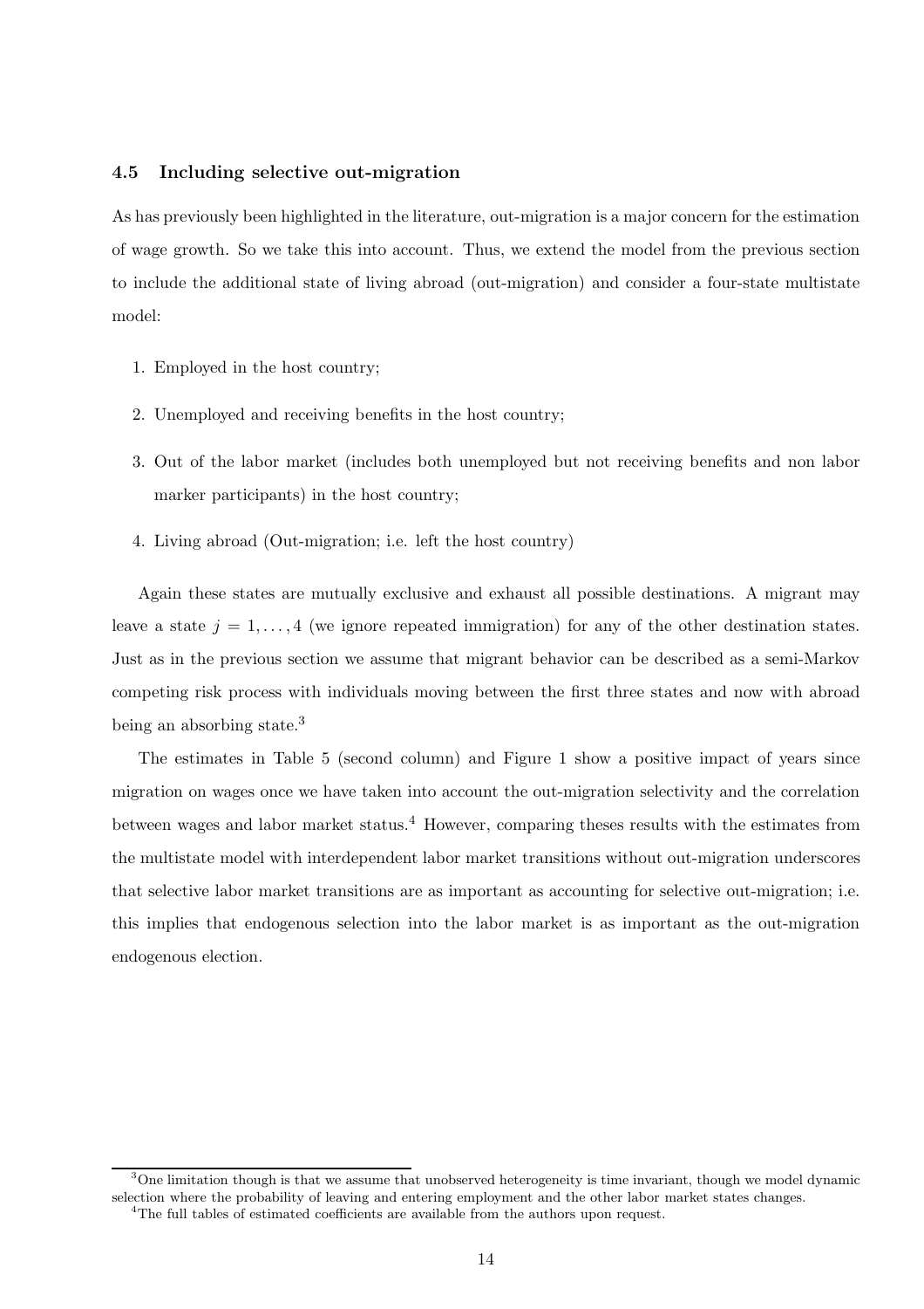### 4.5 Including selective out-migration

As has previously been highlighted in the literature, out-migration is a major concern for the estimation of wage growth. So we take this into account. Thus, we extend the model from the previous section to include the additional state of living abroad (out-migration) and consider a four-state multistate model:

1. Employed in the host country;
2. Unemployed and receiving benefits in the host country;
3. Out of the labor market (includes both unemployed but not receiving benefits and non labor marker participants) in the host country;
4. Living abroad (Out-migration; i.e. left the host country)

Again these states are mutually exclusive and exhaust all possible destinations. A migrant may leave a state $j = 1, \ldots, 4$ (we ignore repeated immigration) for any of the other destination states. Just as in the previous section we assume that migrant behavior can be described as a semi-Markov competing risk process with individuals moving between the first three states and now with abroad being an absorbing state.[3]

The estimates in Table 5 (second column) and Figure 1 show a positive impact of years since migration on wages once we have taken into account the out-migration selectivity and the correlation between wages and labor market status.[4] However, comparing theses results with the estimates from the multistate model with interdependent labor market transitions without out-migration underscores that selective labor market transitions are as important as accounting for selective out-migration; i.e. this implies that endogenous selection into the labor market is as important as the out-migration endogenous election.

[3] One limitation though is that we assume that unobserved heterogeneity is time invariant, though we model dynamic selection where the probability of leaving and entering employment and the other labor market states changes.

[4] The full tables of estimated coefficients are available from the authors upon request.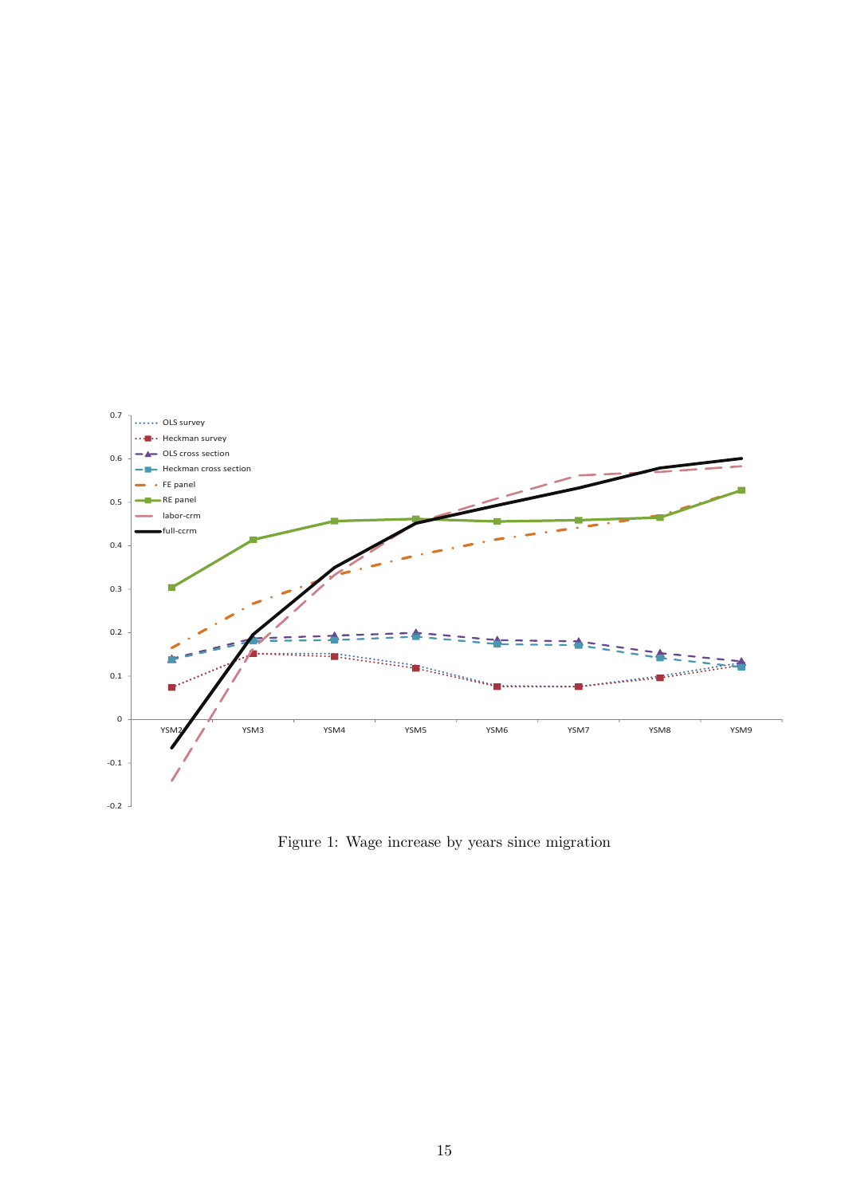Figure 1: Wage increase by years since migration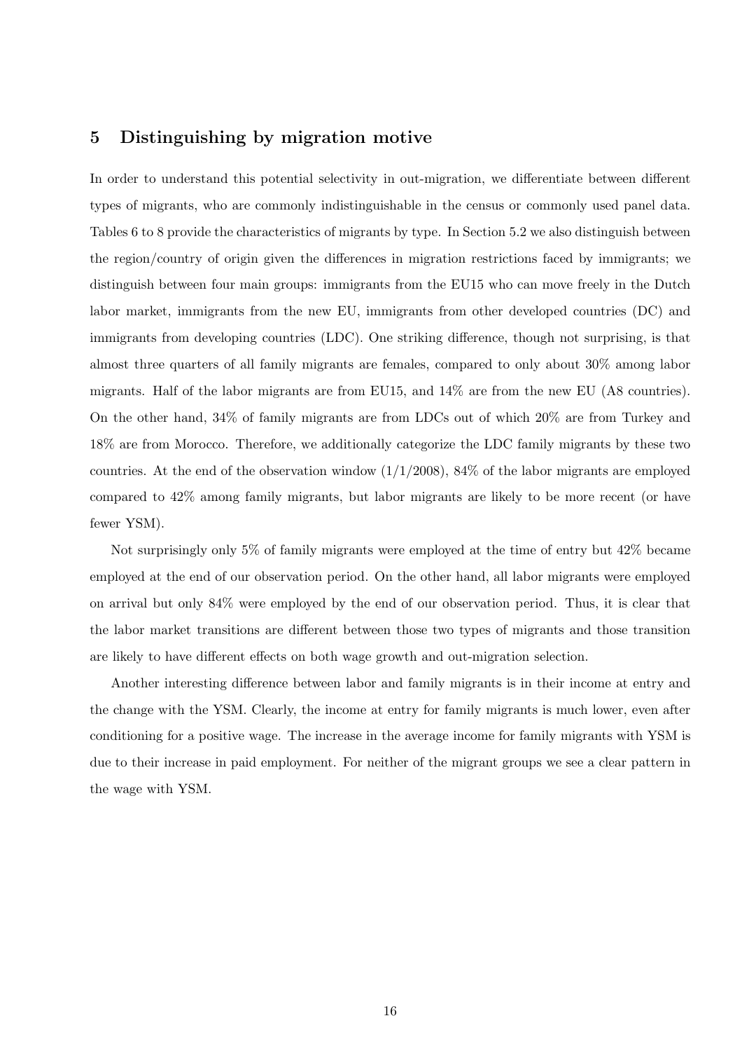## 5 Distinguishing by migration motive

In order to understand this potential selectivity in out-migration, we differentiate between different types of migrants, who are commonly indistinguishable in the census or commonly used panel data. Tables 6 to 8 provide the characteristics of migrants by type. In Section 5.2 we also distinguish between the region/country of origin given the differences in migration restrictions faced by immigrants; we distinguish between four main groups: immigrants from the EU15 who can move freely in the Dutch labor market, immigrants from the new EU, immigrants from other developed countries (DC) and immigrants from developing countries (LDC). One striking difference, though not surprising, is that almost three quarters of all family migrants are females, compared to only about 30% among labor migrants. Half of the labor migrants are from EU15, and 14% are from the new EU (A8 countries). On the other hand, 34% of family migrants are from LDCs out of which 20% are from Turkey and 18% are from Morocco. Therefore, we additionally categorize the LDC family migrants by these two countries. At the end of the observation window (1/1/2008), 84% of the labor migrants are employed compared to 42% among family migrants, but labor migrants are likely to be more recent (or have fewer YSM).

Not surprisingly only 5% of family migrants were employed at the time of entry but 42% became employed at the end of our observation period. On the other hand, all labor migrants were employed on arrival but only 84% were employed by the end of our observation period. Thus, it is clear that the labor market transitions are different between those two types of migrants and those transition are likely to have different effects on both wage growth and out-migration selection.

Another interesting difference between labor and family migrants is in their income at entry and the change with the YSM. Clearly, the income at entry for family migrants is much lower, even after conditioning for a positive wage. The increase in the average income for family migrants with YSM is due to their increase in paid employment. For neither of the migrant groups we see a clear pattern in the wage with YSM.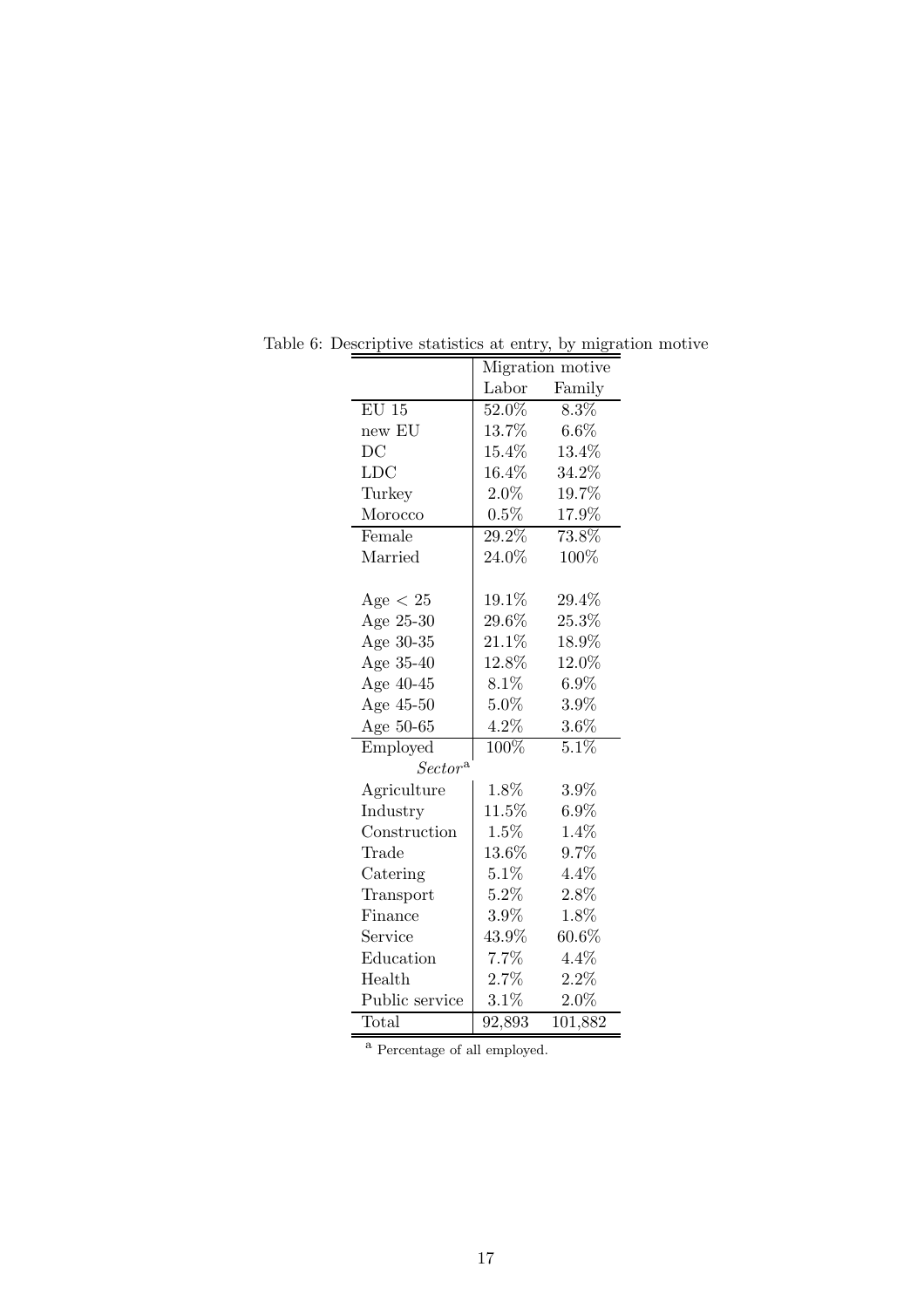Table 6: Descriptive statistics at entry, by migration motive

| | Migration motive | |
|---|---|---|
| | Labor | Family |
| EU 15 | 52.0% | 8.3% |
| new EU | 13.7% | 6.6% |
| DC | 15.4% | 13.4% |
| LDC | 16.4% | 34.2% |
| Turkey | 2.0% | 19.7% |
| Morocco | 0.5% | 17.9% |
| Female | 29.2% | 73.8% |
| Married | 24.0% | 100% |
| | | |
| Age < 25 | 19.1% | 29.4% |
| Age 25-30 | 29.6% | 25.3% |
| Age 30-35 | 21.1% | 18.9% |
| Age 35-40 | 12.8% | 12.0% |
| Age 40-45 | 8.1% | 6.9% |
| Age 45-50 | 5.0% | 3.9% |
| Age 50-65 | 4.2% | 3.6% |
| Employed | 100% | 5.1% |
| *Sector*[a] | | |
| Agriculture | 1.8% | 3.9% |
| Industry | 11.5% | 6.9% |
| Construction | 1.5% | 1.4% |
| Trade | 13.6% | 9.7% |
| Catering | 5.1% | 4.4% |
| Transport | 5.2% | 2.8% |
| Finance | 3.9% | 1.8% |
| Service | 43.9% | 60.6% |
| Education | 7.7% | 4.4% |
| Health | 2.7% | 2.2% |
| Public service | 3.1% | 2.0% |
| Total | 92,893 | 101,882 |

[a] Percentage of all employed.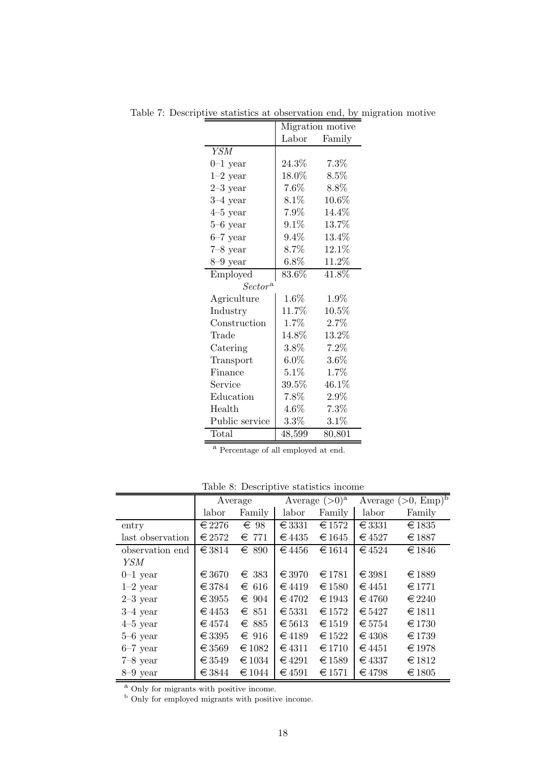Table 7: Descriptive statistics at observation end, by migration motive

| | Migration motive | |
|---|---|---|
| | Labor | Family |
| *YSM* | | |
| 0–1 year | 24.3% | 7.3% |
| 1–2 year | 18.0% | 8.5% |
| 2–3 year | 7.6% | 8.8% |
| 3–4 year | 8.1% | 10.6% |
| 4–5 year | 7.9% | 14.4% |
| 5–6 year | 9.1% | 13.7% |
| 6–7 year | 9.4% | 13.4% |
| 7–8 year | 8.7% | 12.1% |
| 8–9 year | 6.8% | 11.2% |
| Employed | 83.6% | 41.8% |
| *Sector*[a] | | |
| Agriculture | 1.6% | 1.9% |
| Industry | 11.7% | 10.5% |
| Construction | 1.7% | 2.7% |
| Trade | 14.8% | 13.2% |
| Catering | 3.8% | 7.2% |
| Transport | 6.0% | 3.6% |
| Finance | 5.1% | 1.7% |
| Service | 39.5% | 46.1% |
| Education | 7.8% | 2.9% |
| Health | 4.6% | 7.3% |
| Public service | 3.3% | 3.1% |
| Total | 48,599 | 80,801 |

[a] Percentage of all employed at end.

Table 8: Descriptive statistics income

| | Average | | Average (>0)[a] | | Average (>0, Emp)[b] | |
|---|---|---|---|---|---|---|
| | labor | Family | labor | Family | labor | Family |
| entry | €2276 | € 98 | €3331 | €1572 | €3331 | €1835 |
| last observation | €2572 | € 771 | €4435 | €1645 | €4527 | €1887 |
| observation end | €3814 | € 890 | €4456 | €1614 | €4524 | €1846 |
| *YSM* | | | | | | |
| 0–1 year | €3670 | € 383 | €3970 | €1781 | €3981 | €1889 |
| 1–2 year | €3784 | € 616 | €4419 | €1580 | €4451 | €1771 |
| 2–3 year | €3955 | € 904 | €4702 | €1943 | €4760 | €2240 |
| 3–4 year | €4453 | € 851 | €5331 | €1572 | €5427 | €1811 |
| 4–5 year | €4574 | € 885 | €5613 | €1519 | €5754 | €1730 |
| 5–6 year | €3395 | € 916 | €4189 | €1522 | €4308 | €1739 |
| 6–7 year | €3569 | €1082 | €4311 | €1710 | €4451 | €1978 |
| 7–8 year | €3549 | €1034 | €4291 | €1589 | €4337 | €1812 |
| 8–9 year | €3844 | €1044 | €4591 | €1571 | €4798 | €1805 |

[a] Only for migrants with positive income.
[b] Only for employed migrants with positive income.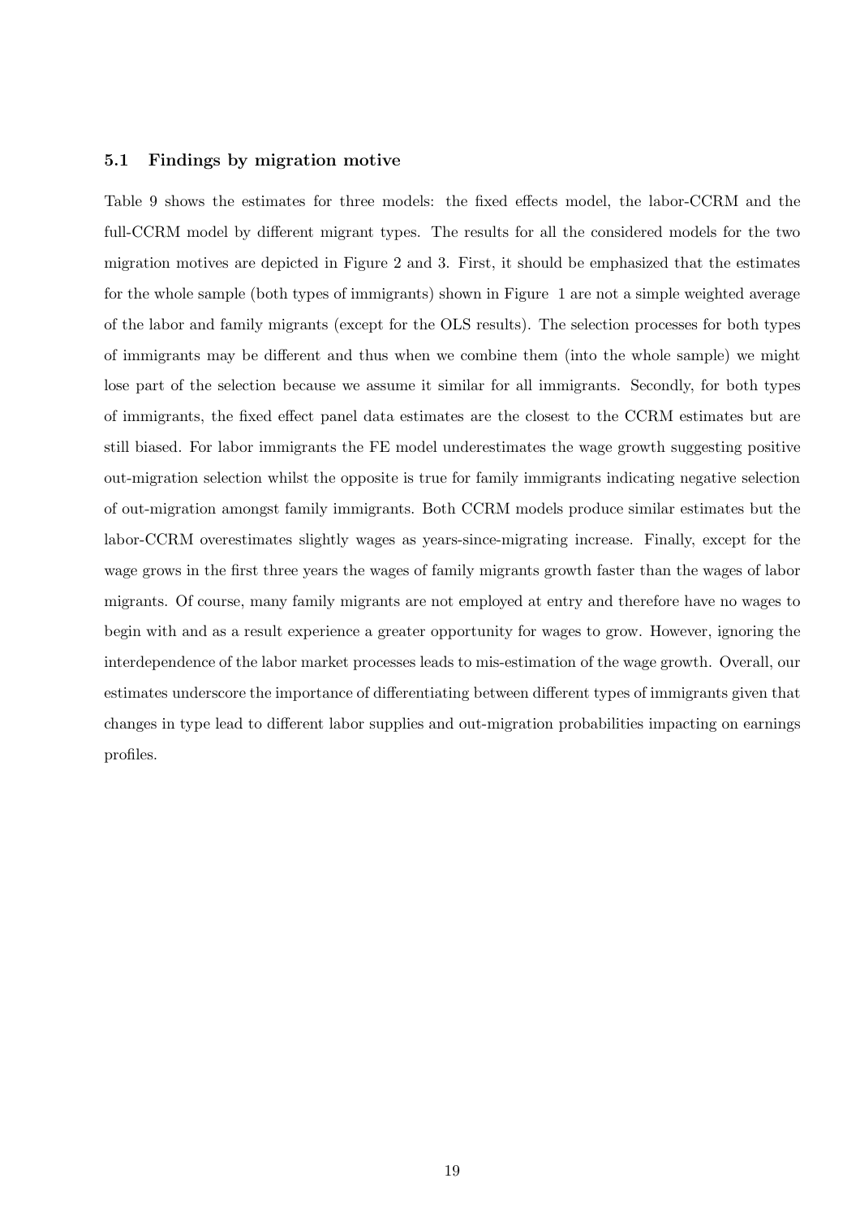### 5.1 Findings by migration motive

Table 9 shows the estimates for three models: the fixed effects model, the labor-CCRM and the full-CCRM model by different migrant types. The results for all the considered models for the two migration motives are depicted in Figure 2 and 3. First, it should be emphasized that the estimates for the whole sample (both types of immigrants) shown in Figure 1 are not a simple weighted average of the labor and family migrants (except for the OLS results). The selection processes for both types of immigrants may be different and thus when we combine them (into the whole sample) we might lose part of the selection because we assume it similar for all immigrants. Secondly, for both types of immigrants, the fixed effect panel data estimates are the closest to the CCRM estimates but are still biased. For labor immigrants the FE model underestimates the wage growth suggesting positive out-migration selection whilst the opposite is true for family immigrants indicating negative selection of out-migration amongst family immigrants. Both CCRM models produce similar estimates but the labor-CCRM overestimates slightly wages as years-since-migrating increase. Finally, except for the wage grows in the first three years the wages of family migrants growth faster than the wages of labor migrants. Of course, many family migrants are not employed at entry and therefore have no wages to begin with and as a result experience a greater opportunity for wages to grow. However, ignoring the interdependence of the labor market processes leads to mis-estimation of the wage growth. Overall, our estimates underscore the importance of differentiating between different types of immigrants given that changes in type lead to different labor supplies and out-migration probabilities impacting on earnings profiles.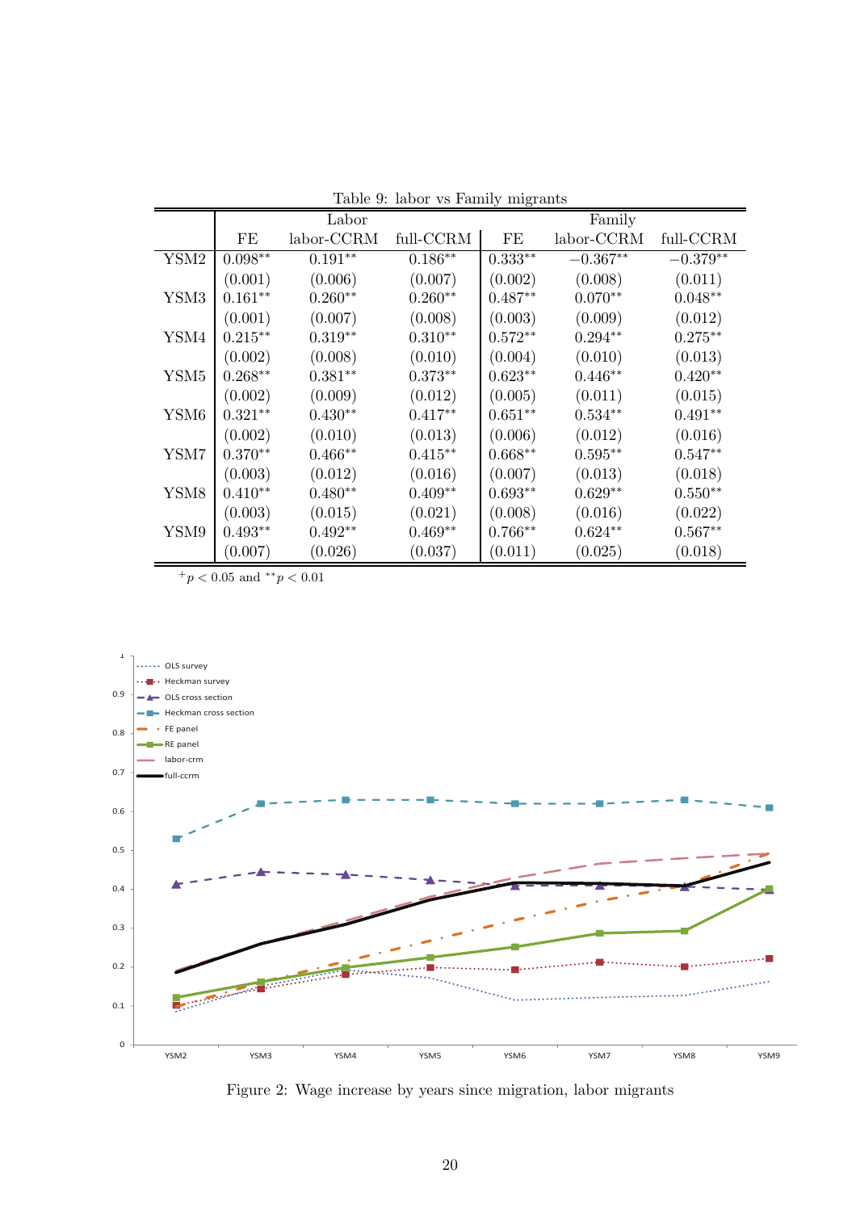Table 9: labor vs Family migrants

| | Labor | | | Family | | |
|---|---|---|---|---|---|---|
| | FE | labor-CCRM | full-CCRM | FE | labor-CCRM | full-CCRM |
| YSM2 | 0.098** | 0.191** | 0.186** | 0.333** | −0.367** | −0.379** |
| | (0.001) | (0.006) | (0.007) | (0.002) | (0.008) | (0.011) |
| YSM3 | 0.161** | 0.260** | 0.260** | 0.487** | 0.070** | 0.048** |
| | (0.001) | (0.007) | (0.008) | (0.003) | (0.009) | (0.012) |
| YSM4 | 0.215** | 0.319** | 0.310** | 0.572** | 0.294** | 0.275** |
| | (0.002) | (0.008) | (0.010) | (0.004) | (0.010) | (0.013) |
| YSM5 | 0.268** | 0.381** | 0.373** | 0.623** | 0.446** | 0.420** |
| | (0.002) | (0.009) | (0.012) | (0.005) | (0.011) | (0.015) |
| YSM6 | 0.321** | 0.430** | 0.417** | 0.651** | 0.534** | 0.491** |
| | (0.002) | (0.010) | (0.013) | (0.006) | (0.012) | (0.016) |
| YSM7 | 0.370** | 0.466** | 0.415** | 0.668** | 0.595** | 0.547** |
| | (0.003) | (0.012) | (0.016) | (0.007) | (0.013) | (0.018) |
| YSM8 | 0.410** | 0.480** | 0.409** | 0.693** | 0.629** | 0.550** |
| | (0.003) | (0.015) | (0.021) | (0.008) | (0.016) | (0.022) |
| YSM9 | 0.493** | 0.492** | 0.469** | 0.766** | 0.624** | 0.567** |
| | (0.007) | (0.026) | (0.037) | (0.011) | (0.025) | (0.018) |

$^{+}p < 0.05$ and $^{**}p < 0.01$

Figure 2: Wage increase by years since migration, labor migrants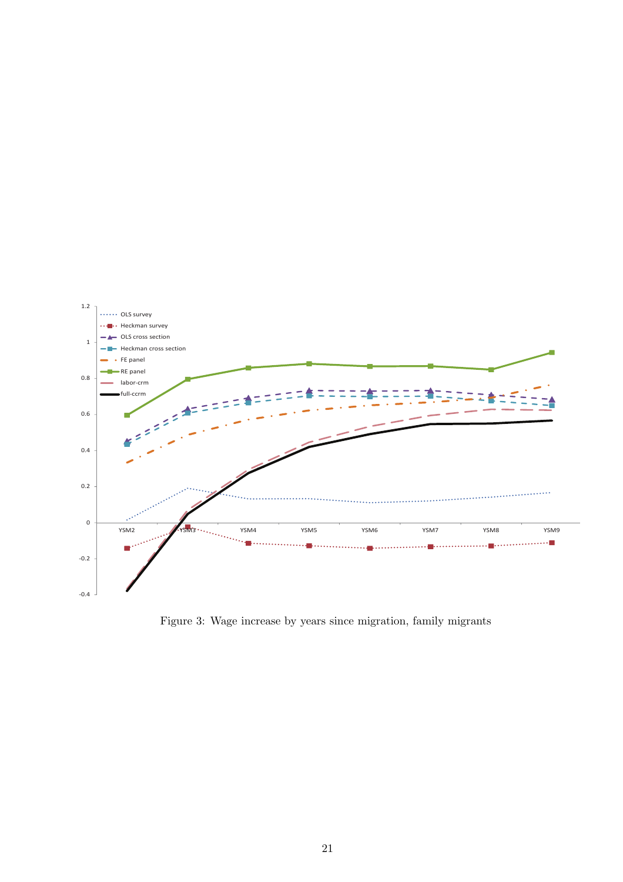Figure 3: Wage increase by years since migration, family migrants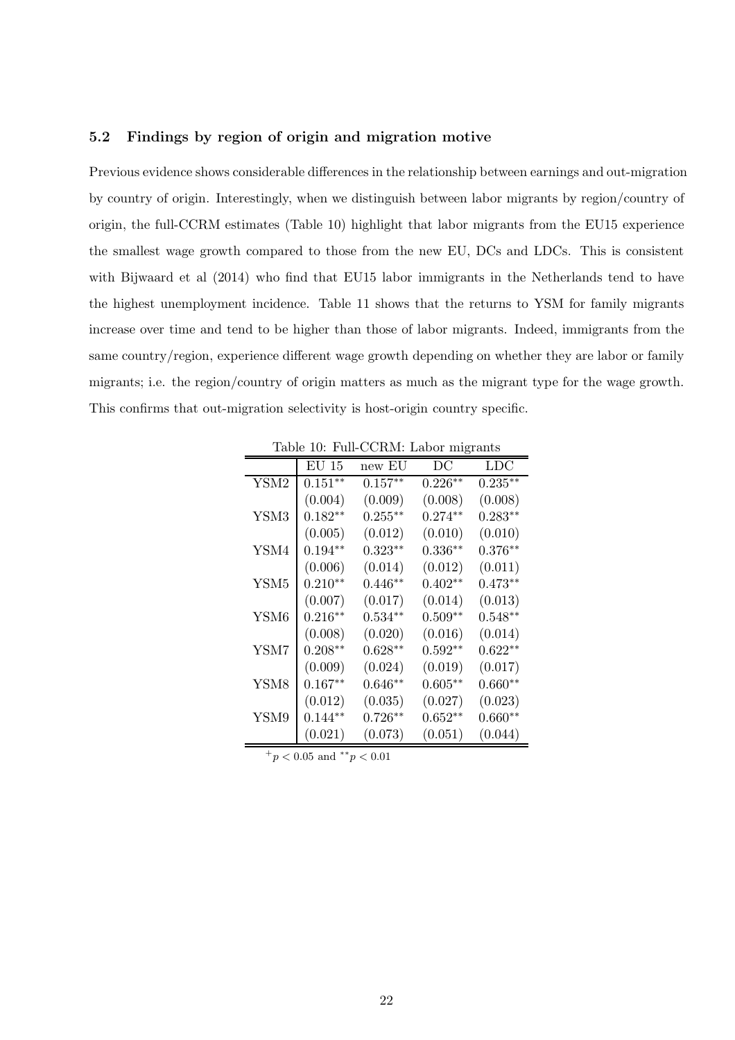### 5.2 Findings by region of origin and migration motive

Previous evidence shows considerable differences in the relationship between earnings and out-migration by country of origin. Interestingly, when we distinguish between labor migrants by region/country of origin, the full-CCRM estimates (Table 10) highlight that labor migrants from the EU15 experience the smallest wage growth compared to those from the new EU, DCs and LDCs. This is consistent with Bijwaard et al (2014) who find that EU15 labor immigrants in the Netherlands tend to have the highest unemployment incidence. Table 11 shows that the returns to YSM for family migrants increase over time and tend to be higher than those of labor migrants. Indeed, immigrants from the same country/region, experience different wage growth depending on whether they are labor or family migrants; i.e. the region/country of origin matters as much as the migrant type for the wage growth. This confirms that out-migration selectivity is host-origin country specific.

Table 10: Full-CCRM: Labor migrants

| | EU 15 | new EU | DC | LDC |
|---|---|---|---|---|
| YSM2 | $0.151^{**}$ | $0.157^{**}$ | $0.226^{**}$ | $0.235^{**}$ |
| | (0.004) | (0.009) | (0.008) | (0.008) |
| YSM3 | $0.182^{**}$ | $0.255^{**}$ | $0.274^{**}$ | $0.283^{**}$ |
| | (0.005) | (0.012) | (0.010) | (0.010) |
| YSM4 | $0.194^{**}$ | $0.323^{**}$ | $0.336^{**}$ | $0.376^{**}$ |
| | (0.006) | (0.014) | (0.012) | (0.011) |
| YSM5 | $0.210^{**}$ | $0.446^{**}$ | $0.402^{**}$ | $0.473^{**}$ |
| | (0.007) | (0.017) | (0.014) | (0.013) |
| YSM6 | $0.216^{**}$ | $0.534^{**}$ | $0.509^{**}$ | $0.548^{**}$ |
| | (0.008) | (0.020) | (0.016) | (0.014) |
| YSM7 | $0.208^{**}$ | $0.628^{**}$ | $0.592^{**}$ | $0.622^{**}$ |
| | (0.009) | (0.024) | (0.019) | (0.017) |
| YSM8 | $0.167^{**}$ | $0.646^{**}$ | $0.605^{**}$ | $0.660^{**}$ |
| | (0.012) | (0.035) | (0.027) | (0.023) |
| YSM9 | $0.144^{**}$ | $0.726^{**}$ | $0.652^{**}$ | $0.660^{**}$ |
| | (0.021) | (0.073) | (0.051) | (0.044) |

$^{+}p < 0.05$ and $^{**}p < 0.01$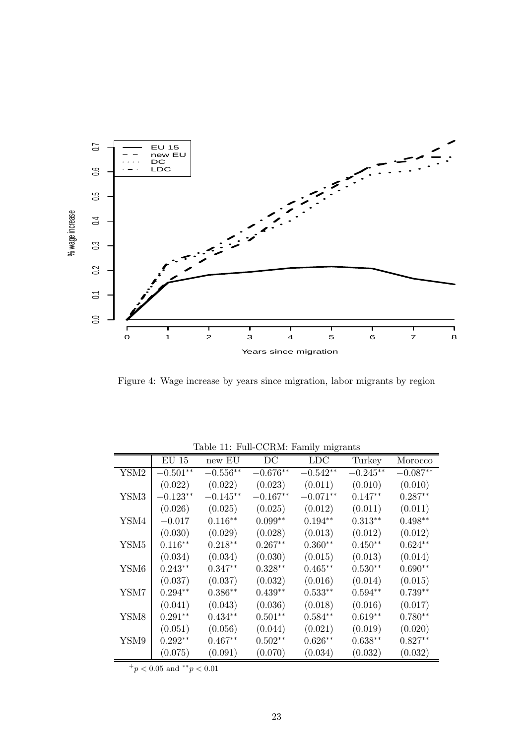Figure 4: Wage increase by years since migration, labor migrants by region

Table 11: Full-CCRM: Family migrants

| | EU 15 | new EU | DC | LDC | Turkey | Morocco |
|---|---|---|---|---|---|---|
| YSM2 | $-0.501^{**}$ | $-0.556^{**}$ | $-0.676^{**}$ | $-0.542^{**}$ | $-0.245^{**}$ | $-0.087^{**}$ |
| | (0.022) | (0.022) | (0.023) | (0.011) | (0.010) | (0.010) |
| YSM3 | $-0.123^{**}$ | $-0.145^{**}$ | $-0.167^{**}$ | $-0.071^{**}$ | $0.147^{**}$ | $0.287^{**}$ |
| | (0.026) | (0.025) | (0.025) | (0.012) | (0.011) | (0.011) |
| YSM4 | $-0.017$ | $0.116^{**}$ | $0.099^{**}$ | $0.194^{**}$ | $0.313^{**}$ | $0.498^{**}$ |
| | (0.030) | (0.029) | (0.028) | (0.013) | (0.012) | (0.012) |
| YSM5 | $0.116^{**}$ | $0.218^{**}$ | $0.267^{**}$ | $0.360^{**}$ | $0.450^{**}$ | $0.624^{**}$ |
| | (0.034) | (0.034) | (0.030) | (0.015) | (0.013) | (0.014) |
| YSM6 | $0.243^{**}$ | $0.347^{**}$ | $0.328^{**}$ | $0.465^{**}$ | $0.530^{**}$ | $0.690^{**}$ |
| | (0.037) | (0.037) | (0.032) | (0.016) | (0.014) | (0.015) |
| YSM7 | $0.294^{**}$ | $0.386^{**}$ | $0.439^{**}$ | $0.533^{**}$ | $0.594^{**}$ | $0.739^{**}$ |
| | (0.041) | (0.043) | (0.036) | (0.018) | (0.016) | (0.017) |
| YSM8 | $0.291^{**}$ | $0.434^{**}$ | $0.501^{**}$ | $0.584^{**}$ | $0.619^{**}$ | $0.780^{**}$ |
| | (0.051) | (0.056) | (0.044) | (0.021) | (0.019) | (0.020) |
| YSM9 | $0.292^{**}$ | $0.467^{**}$ | $0.502^{**}$ | $0.626^{**}$ | $0.638^{**}$ | $0.827^{**}$ |
| | (0.075) | (0.091) | (0.070) | (0.034) | (0.032) | (0.032) |

$^{+}p < 0.05$ and $^{**}p < 0.01$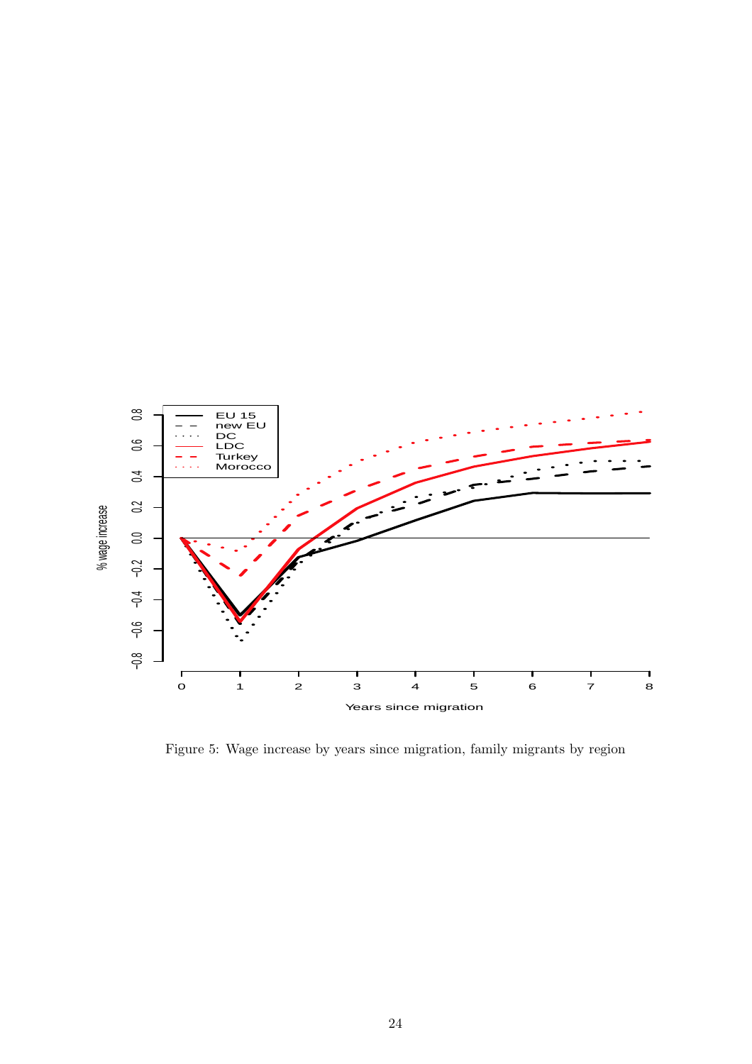Figure 5: Wage increase by years since migration, family migrants by region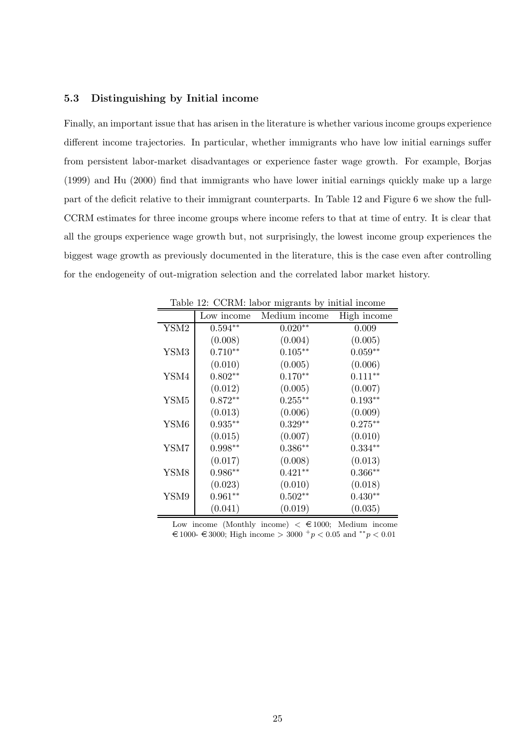### 5.3 Distinguishing by Initial income

Finally, an important issue that has arisen in the literature is whether various income groups experience different income trajectories. In particular, whether immigrants who have low initial earnings suffer from persistent labor-market disadvantages or experience faster wage growth. For example, Borjas (1999) and Hu (2000) find that immigrants who have lower initial earnings quickly make up a large part of the deficit relative to their immigrant counterparts. In Table 12 and Figure 6 we show the full-CCRM estimates for three income groups where income refers to that at time of entry. It is clear that all the groups experience wage growth but, not surprisingly, the lowest income group experiences the biggest wage growth as previously documented in the literature, this is the case even after controlling for the endogeneity of out-migration selection and the correlated labor market history.

Table 12: CCRM: labor migrants by initial income

| | Low income | Medium income | High income |
|---|---|---|---|
| YSM2 | $0.594^{**}$ | $0.020^{**}$ | 0.009 |
| | (0.008) | (0.004) | (0.005) |
| YSM3 | $0.710^{**}$ | $0.105^{**}$ | $0.059^{**}$ |
| | (0.010) | (0.005) | (0.006) |
| YSM4 | $0.802^{**}$ | $0.170^{**}$ | $0.111^{**}$ |
| | (0.012) | (0.005) | (0.007) |
| YSM5 | $0.872^{**}$ | $0.255^{**}$ | $0.193^{**}$ |
| | (0.013) | (0.006) | (0.009) |
| YSM6 | $0.935^{**}$ | $0.329^{**}$ | $0.275^{**}$ |
| | (0.015) | (0.007) | (0.010) |
| YSM7 | $0.998^{**}$ | $0.386^{**}$ | $0.334^{**}$ |
| | (0.017) | (0.008) | (0.013) |
| YSM8 | $0.986^{**}$ | $0.421^{**}$ | $0.366^{**}$ |
| | (0.023) | (0.010) | (0.018) |
| YSM9 | $0.961^{**}$ | $0.502^{**}$ | $0.430^{**}$ |
| | (0.041) | (0.019) | (0.035) |

Low income (Monthly income) < €1000; Medium income €1000- €3000; High income > 3000 $^{+}p < 0.05$ and $^{**}p < 0.01$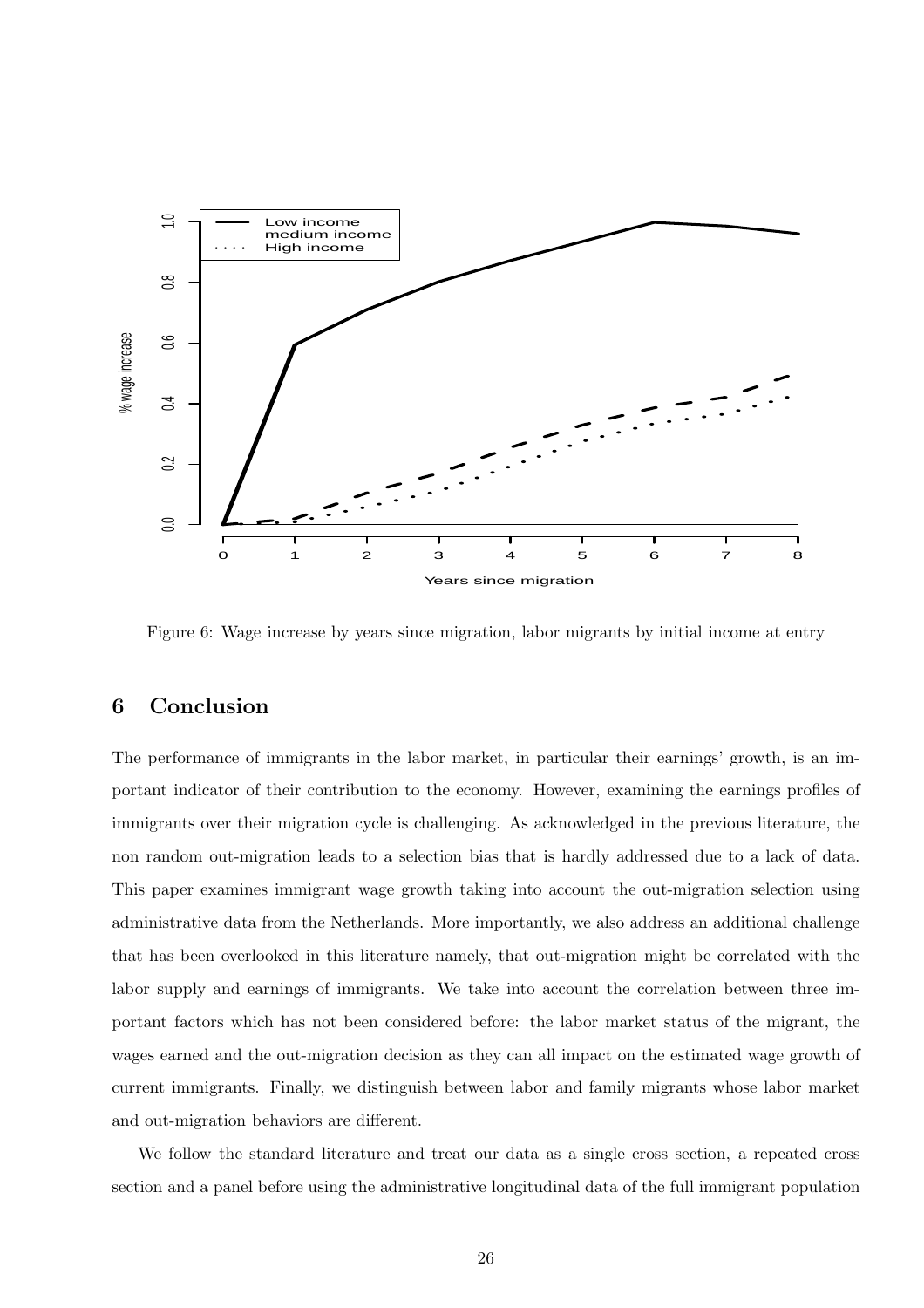Figure 6: Wage increase by years since migration, labor migrants by initial income at entry

## 6 Conclusion

The performance of immigrants in the labor market, in particular their earnings' growth, is an important indicator of their contribution to the economy. However, examining the earnings profiles of immigrants over their migration cycle is challenging. As acknowledged in the previous literature, the non random out-migration leads to a selection bias that is hardly addressed due to a lack of data. This paper examines immigrant wage growth taking into account the out-migration selection using administrative data from the Netherlands. More importantly, we also address an additional challenge that has been overlooked in this literature namely, that out-migration might be correlated with the labor supply and earnings of immigrants. We take into account the correlation between three important factors which has not been considered before: the labor market status of the migrant, the wages earned and the out-migration decision as they can all impact on the estimated wage growth of current immigrants. Finally, we distinguish between labor and family migrants whose labor market and out-migration behaviors are different.

We follow the standard literature and treat our data as a single cross section, a repeated cross section and a panel before using the administrative longitudinal data of the full immigrant population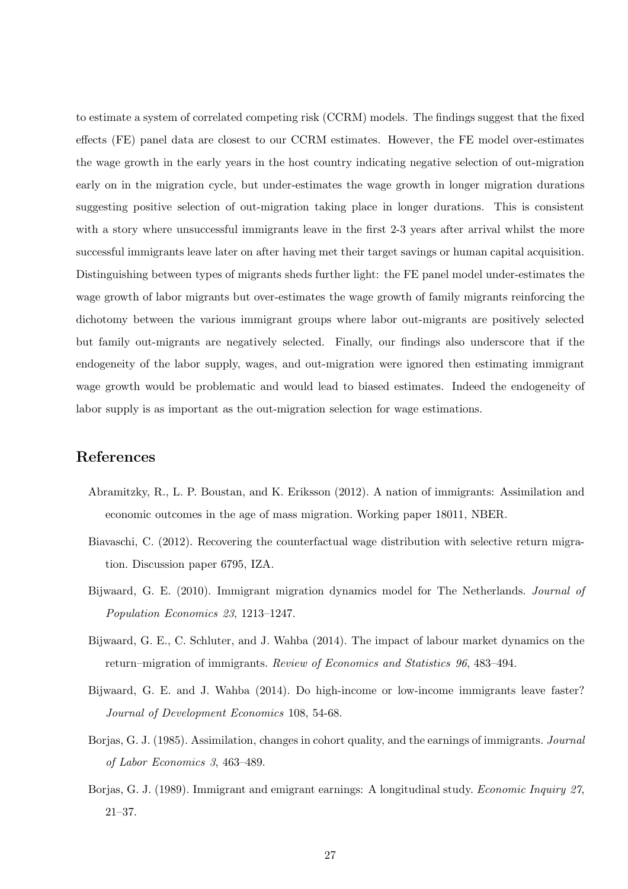to estimate a system of correlated competing risk (CCRM) models. The findings suggest that the fixed effects (FE) panel data are closest to our CCRM estimates. However, the FE model over-estimates the wage growth in the early years in the host country indicating negative selection of out-migration early on in the migration cycle, but under-estimates the wage growth in longer migration durations suggesting positive selection of out-migration taking place in longer durations. This is consistent with a story where unsuccessful immigrants leave in the first 2-3 years after arrival whilst the more successful immigrants leave later on after having met their target savings or human capital acquisition. Distinguishing between types of migrants sheds further light: the FE panel model under-estimates the wage growth of labor migrants but over-estimates the wage growth of family migrants reinforcing the dichotomy between the various immigrant groups where labor out-migrants are positively selected but family out-migrants are negatively selected. Finally, our findings also underscore that if the endogeneity of the labor supply, wages, and out-migration were ignored then estimating immigrant wage growth would be problematic and would lead to biased estimates. Indeed the endogeneity of labor supply is as important as the out-migration selection for wage estimations.

## References

Abramitzky, R., L. P. Boustan, and K. Eriksson (2012). A nation of immigrants: Assimilation and economic outcomes in the age of mass migration. Working paper 18011, NBER.

Biavaschi, C. (2012). Recovering the counterfactual wage distribution with selective return migration. Discussion paper 6795, IZA.

Bijwaard, G. E. (2010). Immigrant migration dynamics model for The Netherlands. *Journal of Population Economics 23*, 1213–1247.

Bijwaard, G. E., C. Schluter, and J. Wahba (2014). The impact of labour market dynamics on the return–migration of immigrants. *Review of Economics and Statistics 96*, 483–494.

Bijwaard, G. E. and J. Wahba (2014). Do high-income or low-income immigrants leave faster? *Journal of Development Economics* 108, 54-68.

Borjas, G. J. (1985). Assimilation, changes in cohort quality, and the earnings of immigrants. *Journal of Labor Economics 3*, 463–489.

Borjas, G. J. (1989). Immigrant and emigrant earnings: A longitudinal study. *Economic Inquiry 27*, 21–37.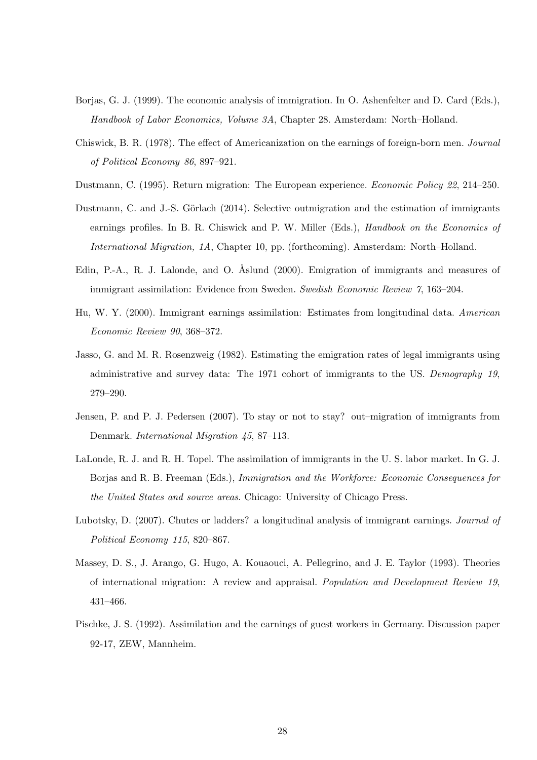Borjas, G. J. (1999). The economic analysis of immigration. In O. Ashenfelter and D. Card (Eds.), *Handbook of Labor Economics, Volume 3A*, Chapter 28. Amsterdam: North–Holland.

Chiswick, B. R. (1978). The effect of Americanization on the earnings of foreign-born men. *Journal of Political Economy 86*, 897–921.

Dustmann, C. (1995). Return migration: The European experience. *Economic Policy 22*, 214–250.

Dustmann, C. and J.-S. Görlach (2014). Selective outmigration and the estimation of immigrants earnings profiles. In B. R. Chiswick and P. W. Miller (Eds.), *Handbook on the Economics of International Migration, 1A*, Chapter 10, pp. (forthcoming). Amsterdam: North–Holland.

Edin, P.-A., R. J. Lalonde, and O. Åslund (2000). Emigration of immigrants and measures of immigrant assimilation: Evidence from Sweden. *Swedish Economic Review 7*, 163–204.

Hu, W. Y. (2000). Immigrant earnings assimilation: Estimates from longitudinal data. *American Economic Review 90*, 368–372.

Jasso, G. and M. R. Rosenzweig (1982). Estimating the emigration rates of legal immigrants using administrative and survey data: The 1971 cohort of immigrants to the US. *Demography 19*, 279–290.

Jensen, P. and P. J. Pedersen (2007). To stay or not to stay? out–migration of immigrants from Denmark. *International Migration 45*, 87–113.

LaLonde, R. J. and R. H. Topel. The assimilation of immigrants in the U. S. labor market. In G. J. Borjas and R. B. Freeman (Eds.), *Immigration and the Workforce: Economic Consequences for the United States and source areas*. Chicago: University of Chicago Press.

Lubotsky, D. (2007). Chutes or ladders? a longitudinal analysis of immigrant earnings. *Journal of Political Economy 115*, 820–867.

Massey, D. S., J. Arango, G. Hugo, A. Kouaouci, A. Pellegrino, and J. E. Taylor (1993). Theories of international migration: A review and appraisal. *Population and Development Review 19*, 431–466.

Pischke, J. S. (1992). Assimilation and the earnings of guest workers in Germany. Discussion paper 92-17, ZEW, Mannheim.